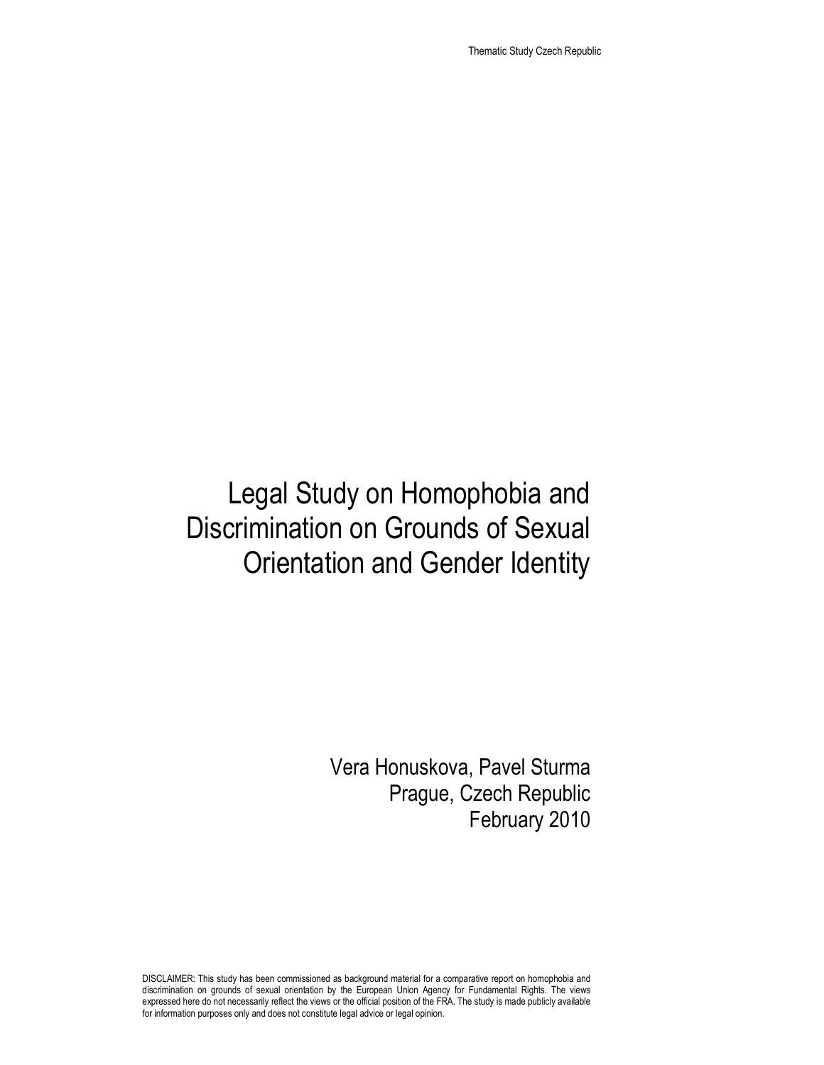# Legal Study on Homophobia and Discrimination on Grounds of Sexual Orientation and Gender Identity

Vera Honuskova, Pavel Sturma
Prague, Czech Republic
February 2010

DISCLAIMER: This study has been commissioned as background material for a comparative report on homophobia and discrimination on grounds of sexual orientation by the European Union Agency for Fundamental Rights. The views expressed here do not necessarily reflect the views or the official position of the FRA. The study is made publicly available for information purposes only and does not constitute legal advice or legal opinion.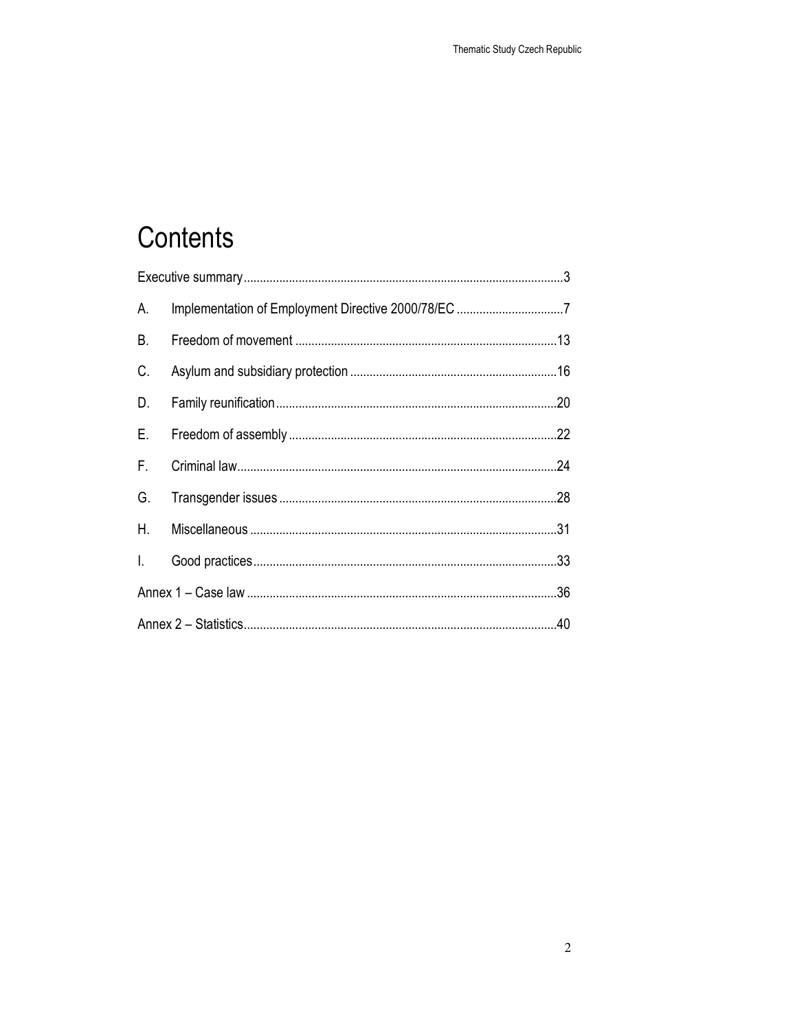# Contents

Executive summary....................................................................................................3

A. Implementation of Employment Directive 2000/78/EC ....................................7

B. Freedom of movement ..................................................................................13

C. Asylum and subsidiary protection ..................................................................16

D. Family reunification........................................................................................20

E. Freedom of assembly ....................................................................................22

F. Criminal law....................................................................................................24

G. Transgender issues .......................................................................................28

H. Miscellaneous ...............................................................................................31

I. Good practices...............................................................................................33

Annex 1 – Case law ...............................................................................................36

Annex 2 – Statistics................................................................................................40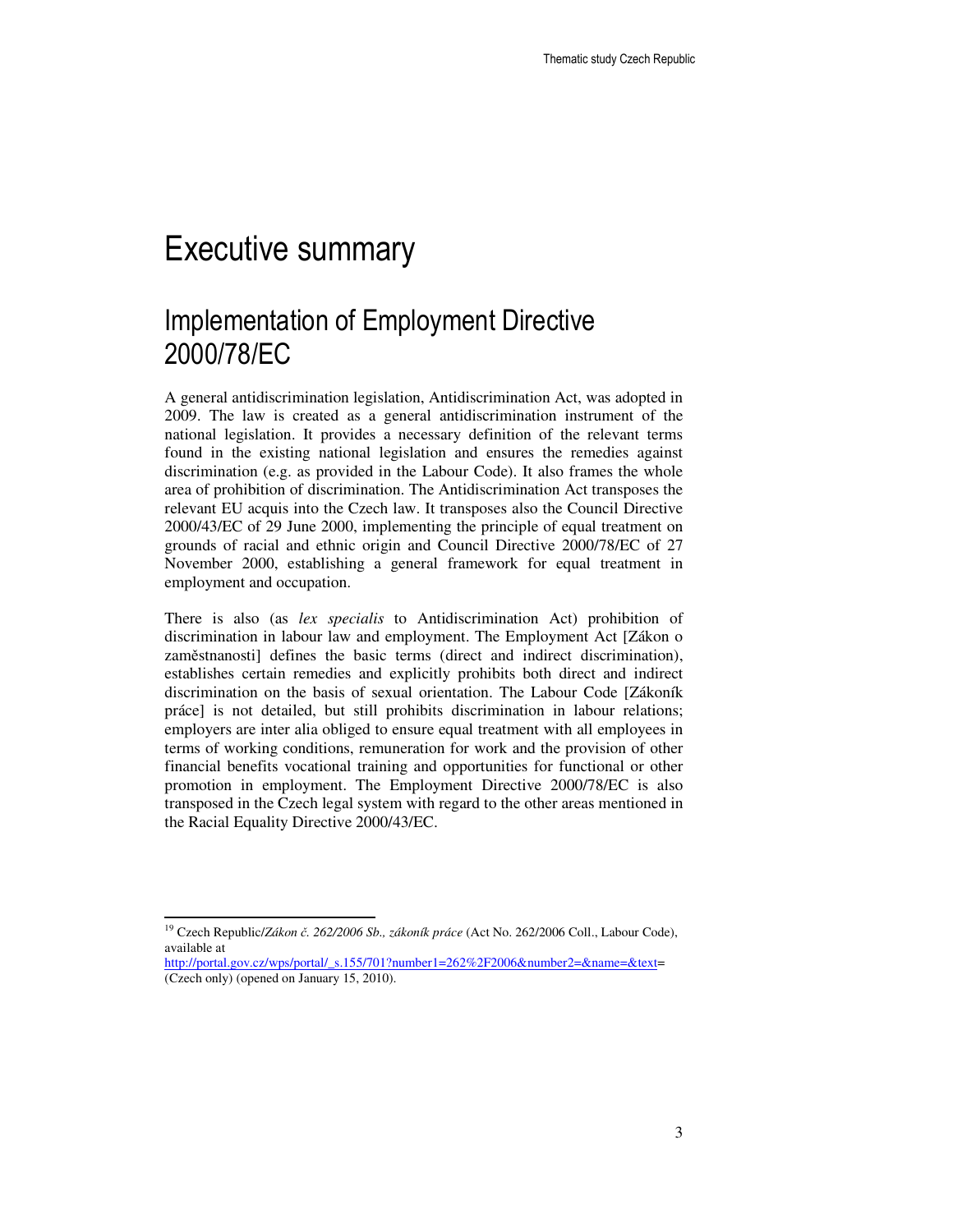# Executive summary

## Implementation of Employment Directive 2000/78/EC

A general antidiscrimination legislation, Antidiscrimination Act, was adopted in 2009. The law is created as a general antidiscrimination instrument of the national legislation. It provides a necessary definition of the relevant terms found in the existing national legislation and ensures the remedies against discrimination (e.g. as provided in the Labour Code). It also frames the whole area of prohibition of discrimination. The Antidiscrimination Act transposes the relevant EU acquis into the Czech law. It transposes also the Council Directive 2000/43/EC of 29 June 2000, implementing the principle of equal treatment on grounds of racial and ethnic origin and Council Directive 2000/78/EC of 27 November 2000, establishing a general framework for equal treatment in employment and occupation.

There is also (as *lex specialis* to Antidiscrimination Act) prohibition of discrimination in labour law and employment. The Employment Act [Zákon o zaměstnanosti] defines the basic terms (direct and indirect discrimination), establishes certain remedies and explicitly prohibits both direct and indirect discrimination on the basis of sexual orientation. The Labour Code [Zákoník práce] is not detailed, but still prohibits discrimination in labour relations; employers are inter alia obliged to ensure equal treatment with all employees in terms of working conditions, remuneration for work and the provision of other financial benefits vocational training and opportunities for functional or other promotion in employment. The Employment Directive 2000/78/EC is also transposed in the Czech legal system with regard to the other areas mentioned in the Racial Equality Directive 2000/43/EC.

---

[19] Czech Republic/*Zákon č. 262/2006 Sb., zákoník práce* (Act No. 262/2006 Coll., Labour Code), available at http://portal.gov.cz/wps/portal/_s.155/701?number1=262%2F2006&number2=&name=&text= (Czech only) (opened on January 15, 2010).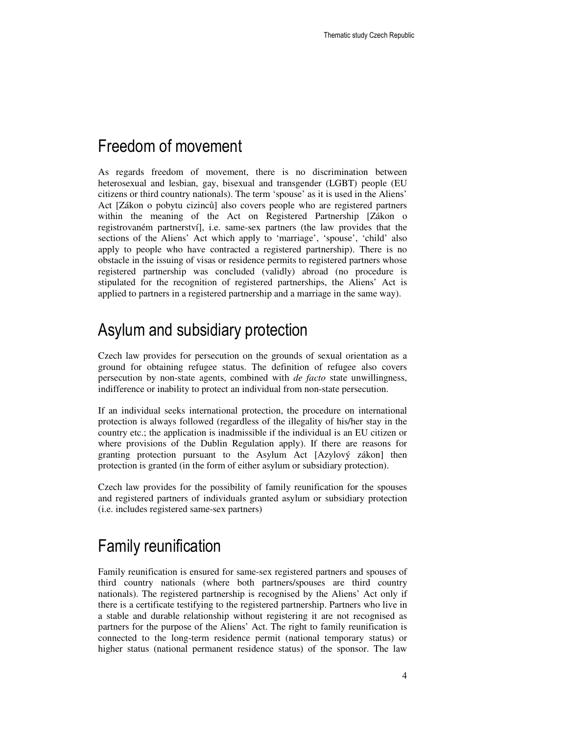## Freedom of movement

As regards freedom of movement, there is no discrimination between heterosexual and lesbian, gay, bisexual and transgender (LGBT) people (EU citizens or third country nationals). The term 'spouse' as it is used in the Aliens' Act [Zákon o pobytu cizinců] also covers people who are registered partners within the meaning of the Act on Registered Partnership [Zákon o registrovaném partnerství], i.e. same-sex partners (the law provides that the sections of the Aliens' Act which apply to 'marriage', 'spouse', 'child' also apply to people who have contracted a registered partnership). There is no obstacle in the issuing of visas or residence permits to registered partners whose registered partnership was concluded (validly) abroad (no procedure is stipulated for the recognition of registered partnerships, the Aliens' Act is applied to partners in a registered partnership and a marriage in the same way).

## Asylum and subsidiary protection

Czech law provides for persecution on the grounds of sexual orientation as a ground for obtaining refugee status. The definition of refugee also covers persecution by non-state agents, combined with *de facto* state unwillingness, indifference or inability to protect an individual from non-state persecution.

If an individual seeks international protection, the procedure on international protection is always followed (regardless of the illegality of his/her stay in the country etc.; the application is inadmissible if the individual is an EU citizen or where provisions of the Dublin Regulation apply). If there are reasons for granting protection pursuant to the Asylum Act [Azylový zákon] then protection is granted (in the form of either asylum or subsidiary protection).

Czech law provides for the possibility of family reunification for the spouses and registered partners of individuals granted asylum or subsidiary protection (i.e. includes registered same-sex partners)

## Family reunification

Family reunification is ensured for same-sex registered partners and spouses of third country nationals (where both partners/spouses are third country nationals). The registered partnership is recognised by the Aliens' Act only if there is a certificate testifying to the registered partnership. Partners who live in a stable and durable relationship without registering it are not recognised as partners for the purpose of the Aliens' Act. The right to family reunification is connected to the long-term residence permit (national temporary status) or higher status (national permanent residence status) of the sponsor. The law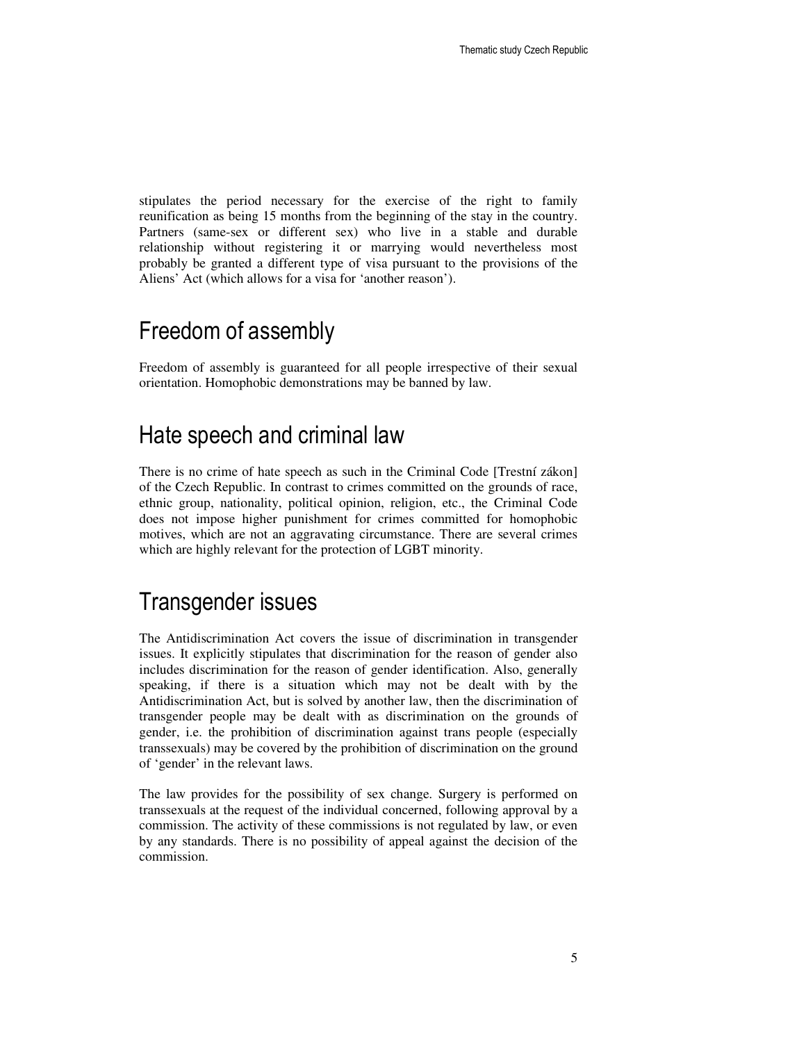stipulates the period necessary for the exercise of the right to family reunification as being 15 months from the beginning of the stay in the country. Partners (same-sex or different sex) who live in a stable and durable relationship without registering it or marrying would nevertheless most probably be granted a different type of visa pursuant to the provisions of the Aliens' Act (which allows for a visa for 'another reason').

## Freedom of assembly

Freedom of assembly is guaranteed for all people irrespective of their sexual orientation. Homophobic demonstrations may be banned by law.

## Hate speech and criminal law

There is no crime of hate speech as such in the Criminal Code [Trestní zákon] of the Czech Republic. In contrast to crimes committed on the grounds of race, ethnic group, nationality, political opinion, religion, etc., the Criminal Code does not impose higher punishment for crimes committed for homophobic motives, which are not an aggravating circumstance. There are several crimes which are highly relevant for the protection of LGBT minority.

## Transgender issues

The Antidiscrimination Act covers the issue of discrimination in transgender issues. It explicitly stipulates that discrimination for the reason of gender also includes discrimination for the reason of gender identification. Also, generally speaking, if there is a situation which may not be dealt with by the Antidiscrimination Act, but is solved by another law, then the discrimination of transgender people may be dealt with as discrimination on the grounds of gender, i.e. the prohibition of discrimination against trans people (especially transsexuals) may be covered by the prohibition of discrimination on the ground of 'gender' in the relevant laws.

The law provides for the possibility of sex change. Surgery is performed on transsexuals at the request of the individual concerned, following approval by a commission. The activity of these commissions is not regulated by law, or even by any standards. There is no possibility of appeal against the decision of the commission.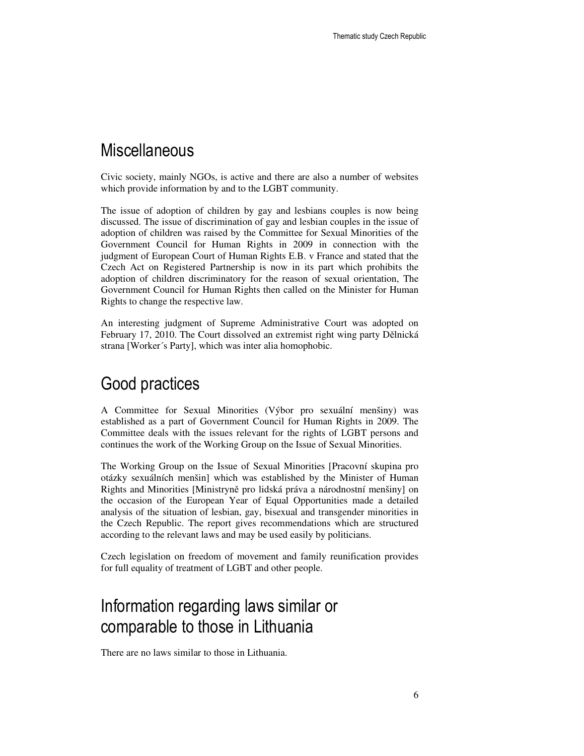## Miscellaneous

Civic society, mainly NGOs, is active and there are also a number of websites which provide information by and to the LGBT community.

The issue of adoption of children by gay and lesbians couples is now being discussed. The issue of discrimination of gay and lesbian couples in the issue of adoption of children was raised by the Committee for Sexual Minorities of the Government Council for Human Rights in 2009 in connection with the judgment of European Court of Human Rights E.B. v France and stated that the Czech Act on Registered Partnership is now in its part which prohibits the adoption of children discriminatory for the reason of sexual orientation, The Government Council for Human Rights then called on the Minister for Human Rights to change the respective law.

An interesting judgment of Supreme Administrative Court was adopted on February 17, 2010. The Court dissolved an extremist right wing party Dělnická strana [Worker´s Party], which was inter alia homophobic.

## Good practices

A Committee for Sexual Minorities (Výbor pro sexuální menšiny) was established as a part of Government Council for Human Rights in 2009. The Committee deals with the issues relevant for the rights of LGBT persons and continues the work of the Working Group on the Issue of Sexual Minorities.

The Working Group on the Issue of Sexual Minorities [Pracovní skupina pro otázky sexuálních menšin] which was established by the Minister of Human Rights and Minorities [Ministryně pro lidská práva a národnostní menšiny] on the occasion of the European Year of Equal Opportunities made a detailed analysis of the situation of lesbian, gay, bisexual and transgender minorities in the Czech Republic. The report gives recommendations which are structured according to the relevant laws and may be used easily by politicians.

Czech legislation on freedom of movement and family reunification provides for full equality of treatment of LGBT and other people.

## Information regarding laws similar or comparable to those in Lithuania

There are no laws similar to those in Lithuania.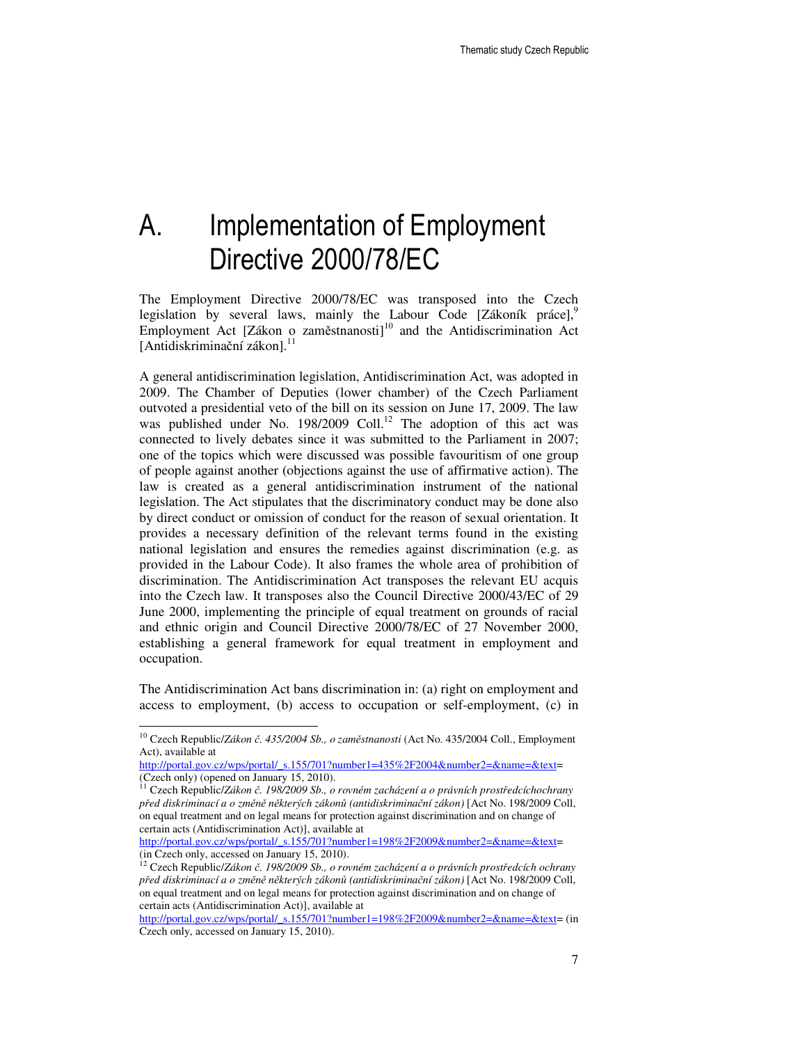# A. Implementation of Employment Directive 2000/78/EC

The Employment Directive 2000/78/EC was transposed into the Czech legislation by several laws, mainly the Labour Code [Zákoník práce],[9] Employment Act [Zákon o zaměstnanosti][10] and the Antidiscrimination Act [Antidiskriminační zákon].[11]

A general antidiscrimination legislation, Antidiscrimination Act, was adopted in 2009. The Chamber of Deputies (lower chamber) of the Czech Parliament outvoted a presidential veto of the bill on its session on June 17, 2009. The law was published under No. 198/2009 Coll.[12] The adoption of this act was connected to lively debates since it was submitted to the Parliament in 2007; one of the topics which were discussed was possible favouritism of one group of people against another (objections against the use of affirmative action). The law is created as a general antidiscrimination instrument of the national legislation. The Act stipulates that the discriminatory conduct may be done also by direct conduct or omission of conduct for the reason of sexual orientation. It provides a necessary definition of the relevant terms found in the existing national legislation and ensures the remedies against discrimination (e.g. as provided in the Labour Code). It also frames the whole area of prohibition of discrimination. The Antidiscrimination Act transposes the relevant EU acquis into the Czech law. It transposes also the Council Directive 2000/43/EC of 29 June 2000, implementing the principle of equal treatment on grounds of racial and ethnic origin and Council Directive 2000/78/EC of 27 November 2000, establishing a general framework for equal treatment in employment and occupation.

The Antidiscrimination Act bans discrimination in: (a) right on employment and access to employment, (b) access to occupation or self-employment, (c) in

---

[10] Czech Republic/*Zákon č. 435/2004 Sb., o zaměstnanosti* (Act No. 435/2004 Coll., Employment Act), available at http://portal.gov.cz/wps/portal/_s.155/701?number1=435%2F2004&number2=&name=&text= (Czech only) (opened on January 15, 2010).

[11] Czech Republic/*Zákon č. 198/2009 Sb., o rovném zacházení a o právních prostředcíchochrany před diskriminací a o změně některých zákonů (antidiskriminační zákon)* [Act No. 198/2009 Coll, on equal treatment and on legal means for protection against discrimination and on change of certain acts (Antidiscrimination Act)], available at http://portal.gov.cz/wps/portal/_s.155/701?number1=198%2F2009&number2=&name=&text= (in Czech only, accessed on January 15, 2010).

[12] Czech Republic/*Zákon č. 198/2009 Sb., o rovném zacházení a o právních prostředcích ochrany před diskriminací a o změně některých zákonů (antidiskriminační zákon)* [Act No. 198/2009 Coll, on equal treatment and on legal means for protection against discrimination and on change of certain acts (Antidiscrimination Act)], available at http://portal.gov.cz/wps/portal/_s.155/701?number1=198%2F2009&number2=&name=&text= (in Czech only, accessed on January 15, 2010).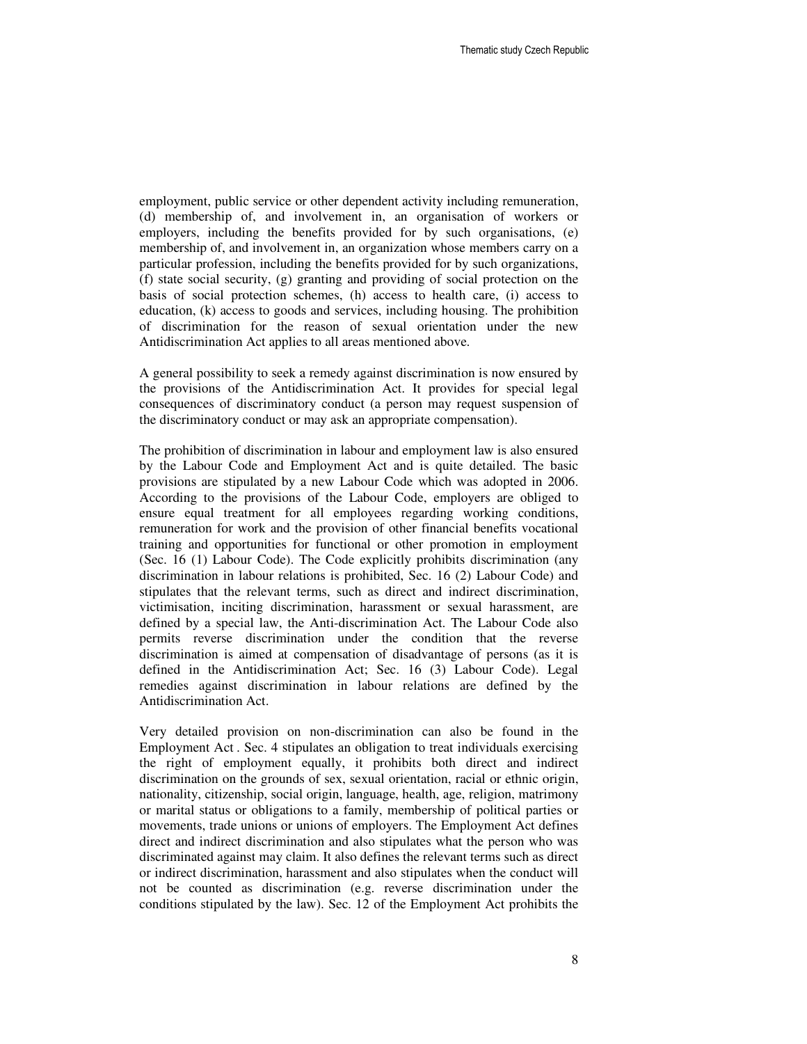employment, public service or other dependent activity including remuneration, (d) membership of, and involvement in, an organisation of workers or employers, including the benefits provided for by such organisations, (e) membership of, and involvement in, an organization whose members carry on a particular profession, including the benefits provided for by such organizations, (f) state social security, (g) granting and providing of social protection on the basis of social protection schemes, (h) access to health care, (i) access to education, (k) access to goods and services, including housing. The prohibition of discrimination for the reason of sexual orientation under the new Antidiscrimination Act applies to all areas mentioned above.

A general possibility to seek a remedy against discrimination is now ensured by the provisions of the Antidiscrimination Act. It provides for special legal consequences of discriminatory conduct (a person may request suspension of the discriminatory conduct or may ask an appropriate compensation).

The prohibition of discrimination in labour and employment law is also ensured by the Labour Code and Employment Act and is quite detailed. The basic provisions are stipulated by a new Labour Code which was adopted in 2006. According to the provisions of the Labour Code, employers are obliged to ensure equal treatment for all employees regarding working conditions, remuneration for work and the provision of other financial benefits vocational training and opportunities for functional or other promotion in employment (Sec. 16 (1) Labour Code). The Code explicitly prohibits discrimination (any discrimination in labour relations is prohibited, Sec. 16 (2) Labour Code) and stipulates that the relevant terms, such as direct and indirect discrimination, victimisation, inciting discrimination, harassment or sexual harassment, are defined by a special law, the Anti-discrimination Act. The Labour Code also permits reverse discrimination under the condition that the reverse discrimination is aimed at compensation of disadvantage of persons (as it is defined in the Antidiscrimination Act; Sec. 16 (3) Labour Code). Legal remedies against discrimination in labour relations are defined by the Antidiscrimination Act.

Very detailed provision on non-discrimination can also be found in the Employment Act . Sec. 4 stipulates an obligation to treat individuals exercising the right of employment equally, it prohibits both direct and indirect discrimination on the grounds of sex, sexual orientation, racial or ethnic origin, nationality, citizenship, social origin, language, health, age, religion, matrimony or marital status or obligations to a family, membership of political parties or movements, trade unions or unions of employers. The Employment Act defines direct and indirect discrimination and also stipulates what the person who was discriminated against may claim. It also defines the relevant terms such as direct or indirect discrimination, harassment and also stipulates when the conduct will not be counted as discrimination (e.g. reverse discrimination under the conditions stipulated by the law). Sec. 12 of the Employment Act prohibits the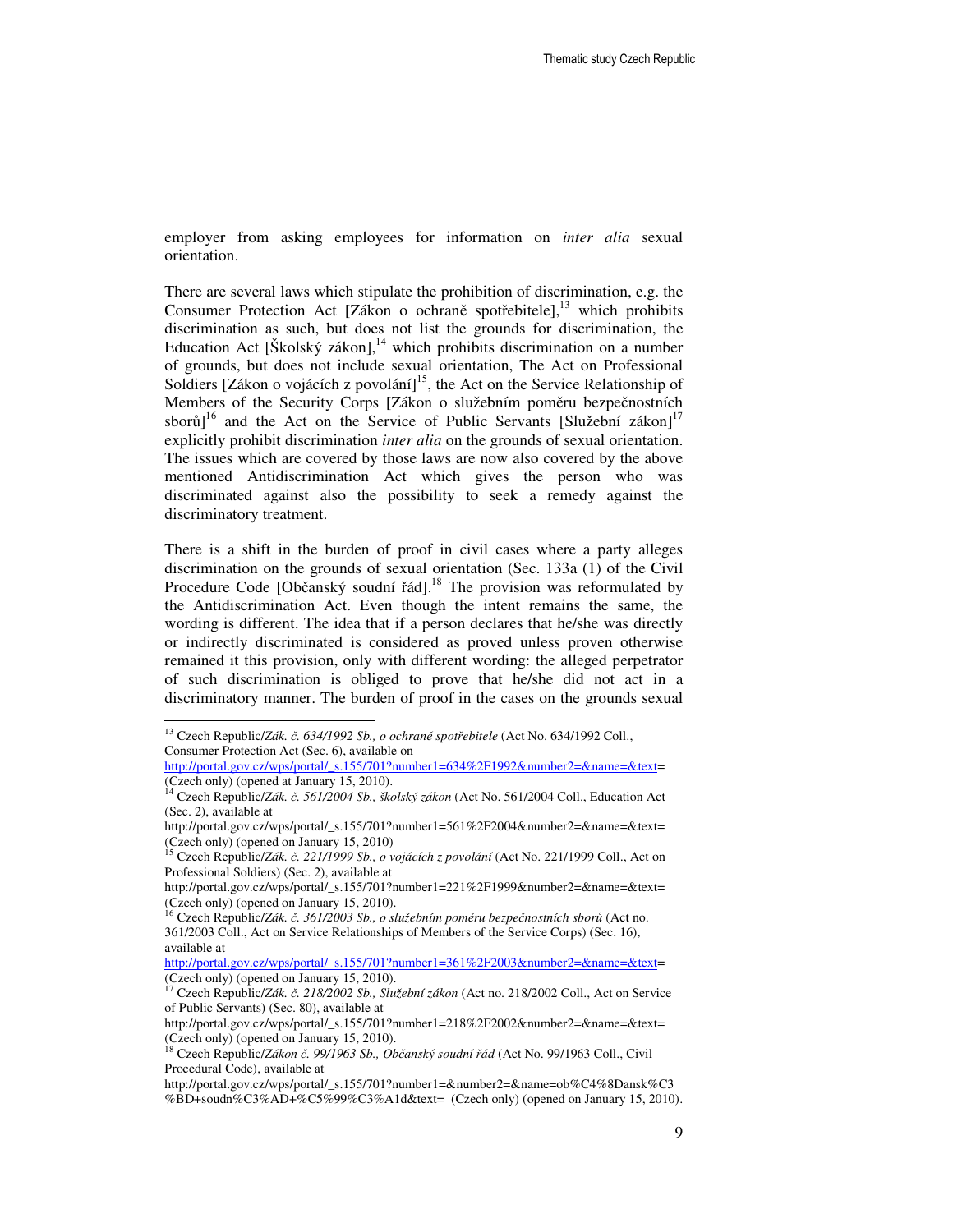employer from asking employees for information on *inter alia* sexual orientation.

There are several laws which stipulate the prohibition of discrimination, e.g. the Consumer Protection Act [Zákon o ochraně spotřebitele],[13] which prohibits discrimination as such, but does not list the grounds for discrimination, the Education Act [Školský zákon],[14] which prohibits discrimination on a number of grounds, but does not include sexual orientation, The Act on Professional Soldiers [Zákon o vojácích z povolání][15], the Act on the Service Relationship of Members of the Security Corps [Zákon o služebním poměru bezpečnostních sborů][16] and the Act on the Service of Public Servants [Služební zákon][17] explicitly prohibit discrimination *inter alia* on the grounds of sexual orientation. The issues which are covered by those laws are now also covered by the above mentioned Antidiscrimination Act which gives the person who was discriminated against also the possibility to seek a remedy against the discriminatory treatment.

There is a shift in the burden of proof in civil cases where a party alleges discrimination on the grounds of sexual orientation (Sec. 133a (1) of the Civil Procedure Code [Občanský soudní řád].[18] The provision was reformulated by the Antidiscrimination Act. Even though the intent remains the same, the wording is different. The idea that if a person declares that he/she was directly or indirectly discriminated is considered as proved unless proven otherwise remained it this provision, only with different wording: the alleged perpetrator of such discrimination is obliged to prove that he/she did not act in a discriminatory manner. The burden of proof in the cases on the grounds sexual

---

[13] Czech Republic/*Zák. č. 634/1992 Sb., o ochraně spotřebitele* (Act No. 634/1992 Coll., Consumer Protection Act (Sec. 6), available on http://portal.gov.cz/wps/portal/_s.155/701?number1=634%2F1992&number2=&name=&text= (Czech only) (opened at January 15, 2010).

[14] Czech Republic/*Zák. č. 561/2004 Sb., školský zákon* (Act No. 561/2004 Coll., Education Act (Sec. 2), available at http://portal.gov.cz/wps/portal/_s.155/701?number1=561%2F2004&number2=&name=&text= (Czech only) (opened on January 15, 2010)

[15] Czech Republic/*Zák. č. 221/1999 Sb., o vojácích z povolání* (Act No. 221/1999 Coll., Act on Professional Soldiers) (Sec. 2), available at http://portal.gov.cz/wps/portal/_s.155/701?number1=221%2F1999&number2=&name=&text= (Czech only) (opened on January 15, 2010).

[16] Czech Republic/*Zák. č. 361/2003 Sb., o služebním poměru bezpečnostních sborů* (Act no. 361/2003 Coll., Act on Service Relationships of Members of the Service Corps) (Sec. 16), available at http://portal.gov.cz/wps/portal/_s.155/701?number1=361%2F2003&number2=&name=&text= (Czech only) (opened on January 15, 2010).

[17] Czech Republic/*Zák. č. 218/2002 Sb., Služební zákon* (Act no. 218/2002 Coll., Act on Service of Public Servants) (Sec. 80), available at http://portal.gov.cz/wps/portal/_s.155/701?number1=218%2F2002&number2=&name=&text= (Czech only) (opened on January 15, 2010).

[18] Czech Republic/*Zákon č. 99/1963 Sb., Občanský soudní řád* (Act No. 99/1963 Coll., Civil Procedural Code), available at http://portal.gov.cz/wps/portal/_s.155/701?number1=&number2=&name=ob%C4%8Dansk%C3%BD+soudn%C3%AD+%C5%99%C3%A1d&text= (Czech only) (opened on January 15, 2010).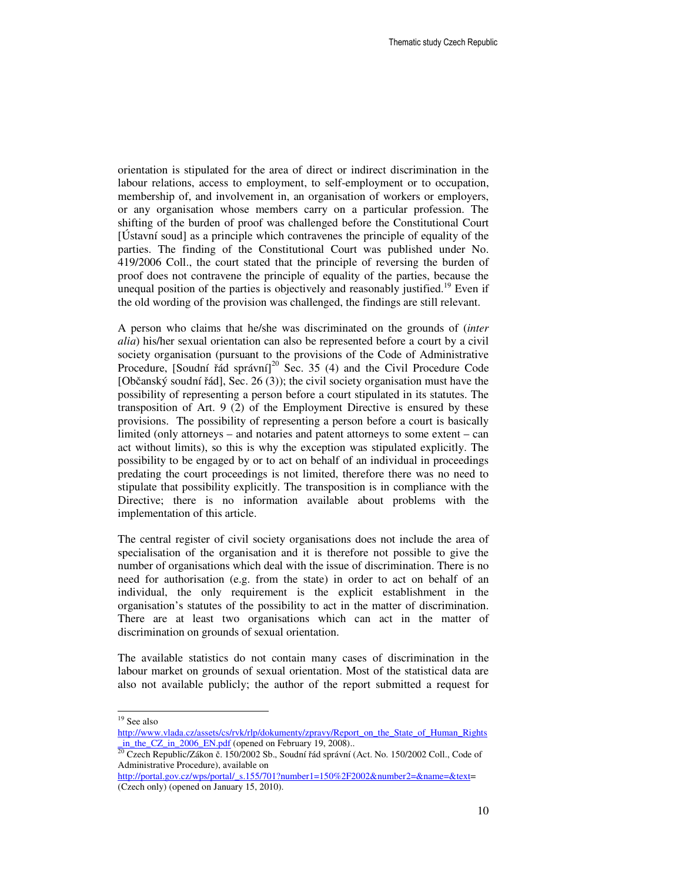orientation is stipulated for the area of direct or indirect discrimination in the labour relations, access to employment, to self-employment or to occupation, membership of, and involvement in, an organisation of workers or employers, or any organisation whose members carry on a particular profession. The shifting of the burden of proof was challenged before the Constitutional Court [Ústavní soud] as a principle which contravenes the principle of equality of the parties. The finding of the Constitutional Court was published under No. 419/2006 Coll., the court stated that the principle of reversing the burden of proof does not contravene the principle of equality of the parties, because the unequal position of the parties is objectively and reasonably justified.[19] Even if the old wording of the provision was challenged, the findings are still relevant.

A person who claims that he/she was discriminated on the grounds of (*inter alia*) his/her sexual orientation can also be represented before a court by a civil society organisation (pursuant to the provisions of the Code of Administrative Procedure, [Soudní řád správní][20] Sec. 35 (4) and the Civil Procedure Code [Občanský soudní řád], Sec. 26 (3)); the civil society organisation must have the possibility of representing a person before a court stipulated in its statutes. The transposition of Art. 9 (2) of the Employment Directive is ensured by these provisions. The possibility of representing a person before a court is basically limited (only attorneys – and notaries and patent attorneys to some extent – can act without limits), so this is why the exception was stipulated explicitly. The possibility to be engaged by or to act on behalf of an individual in proceedings predating the court proceedings is not limited, therefore there was no need to stipulate that possibility explicitly. The transposition is in compliance with the Directive; there is no information available about problems with the implementation of this article.

The central register of civil society organisations does not include the area of specialisation of the organisation and it is therefore not possible to give the number of organisations which deal with the issue of discrimination. There is no need for authorisation (e.g. from the state) in order to act on behalf of an individual, the only requirement is the explicit establishment in the organisation's statutes of the possibility to act in the matter of discrimination. There are at least two organisations which can act in the matter of discrimination on grounds of sexual orientation.

The available statistics do not contain many cases of discrimination in the labour market on grounds of sexual orientation. Most of the statistical data are also not available publicly; the author of the report submitted a request for

---

[19] See also http://www.vlada.cz/assets/cs/rvk/rlp/dokumenty/zpravy/Report_on_the_State_of_Human_Rights_in_the_CZ_in_2006_EN.pdf (opened on February 19, 2008)..

[20] Czech Republic/Zákon č. 150/2002 Sb., Soudní řád správní (Act. No. 150/2002 Coll., Code of Administrative Procedure), available on http://portal.gov.cz/wps/portal/_s.155/701?number1=150%2F2002&number2=&name=&text= (Czech only) (opened on January 15, 2010).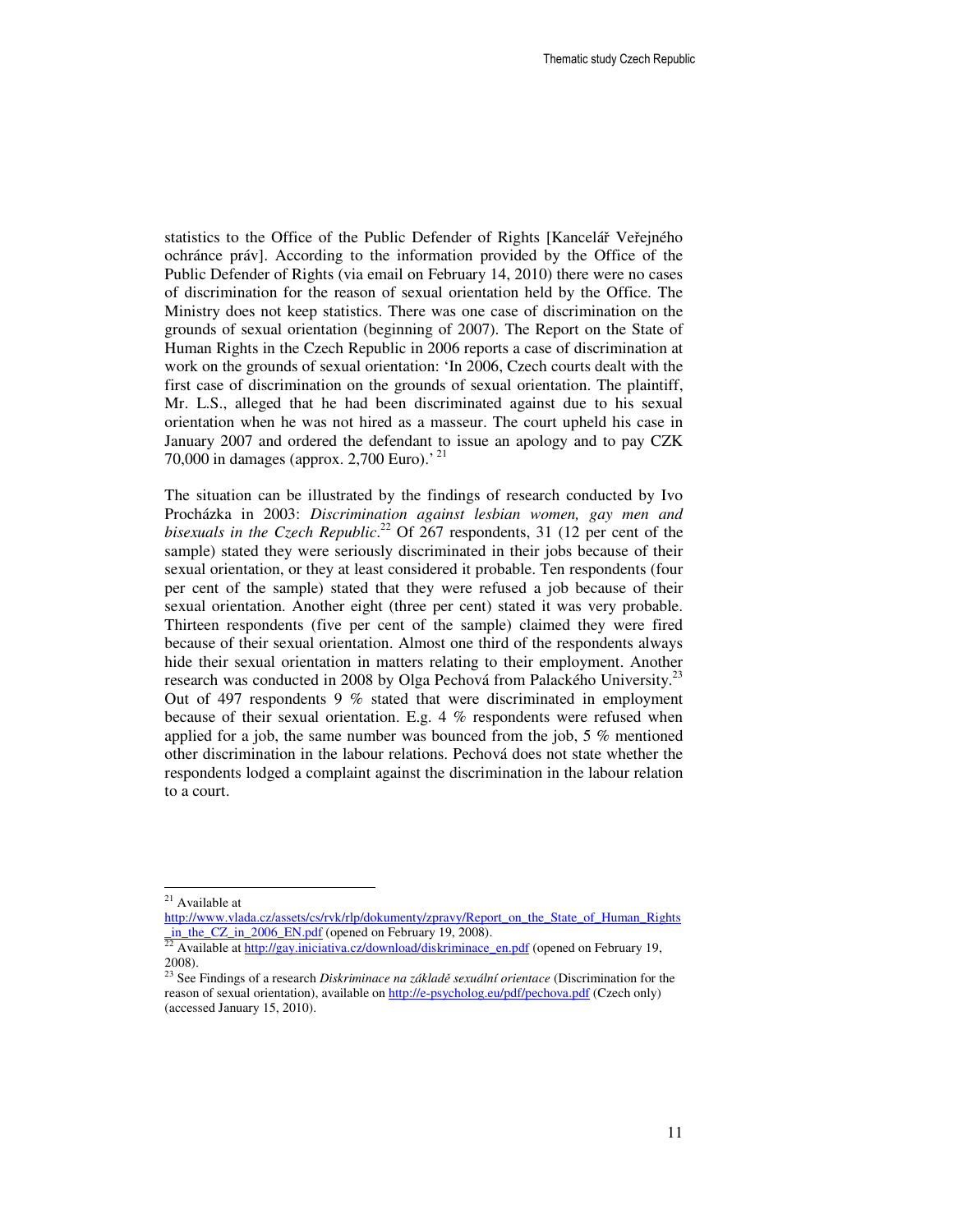statistics to the Office of the Public Defender of Rights [Kancelář Veřejného ochránce práv]. According to the information provided by the Office of the Public Defender of Rights (via email on February 14, 2010) there were no cases of discrimination for the reason of sexual orientation held by the Office. The Ministry does not keep statistics. There was one case of discrimination on the grounds of sexual orientation (beginning of 2007). The Report on the State of Human Rights in the Czech Republic in 2006 reports a case of discrimination at work on the grounds of sexual orientation: 'In 2006, Czech courts dealt with the first case of discrimination on the grounds of sexual orientation. The plaintiff, Mr. L.S., alleged that he had been discriminated against due to his sexual orientation when he was not hired as a masseur. The court upheld his case in January 2007 and ordered the defendant to issue an apology and to pay CZK 70,000 in damages (approx. 2,700 Euro).' [21]

The situation can be illustrated by the findings of research conducted by Ivo Procházka in 2003: *Discrimination against lesbian women, gay men and bisexuals in the Czech Republic*.[22] Of 267 respondents, 31 (12 per cent of the sample) stated they were seriously discriminated in their jobs because of their sexual orientation, or they at least considered it probable. Ten respondents (four per cent of the sample) stated that they were refused a job because of their sexual orientation. Another eight (three per cent) stated it was very probable. Thirteen respondents (five per cent of the sample) claimed they were fired because of their sexual orientation. Almost one third of the respondents always hide their sexual orientation in matters relating to their employment. Another research was conducted in 2008 by Olga Pechová from Palackého University.[23] Out of 497 respondents 9 % stated that were discriminated in employment because of their sexual orientation. E.g. 4 % respondents were refused when applied for a job, the same number was bounced from the job, 5 % mentioned other discrimination in the labour relations. Pechová does not state whether the respondents lodged a complaint against the discrimination in the labour relation to a court.

---

[21] Available at http://www.vlada.cz/assets/cs/rvk/rlp/dokumenty/zpravy/Report_on_the_State_of_Human_Rights_in_the_CZ_in_2006_EN.pdf (opened on February 19, 2008).

[22] Available at http://gay.iniciativa.cz/download/diskriminace_en.pdf (opened on February 19, 2008).

[23] See Findings of a research *Diskriminace na základě sexuální orientace* (Discrimination for the reason of sexual orientation), available on http://e-psycholog.eu/pdf/pechova.pdf (Czech only) (accessed January 15, 2010).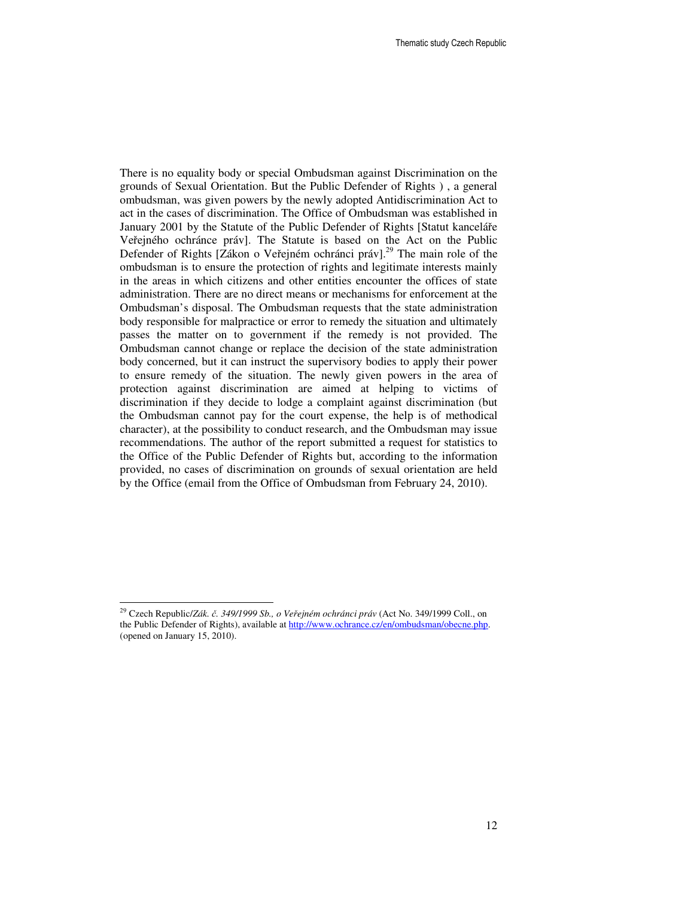There is no equality body or special Ombudsman against Discrimination on the grounds of Sexual Orientation. But the Public Defender of Rights ) , a general ombudsman, was given powers by the newly adopted Antidiscrimination Act to act in the cases of discrimination. The Office of Ombudsman was established in January 2001 by the Statute of the Public Defender of Rights [Statut kanceláře Veřejného ochránce práv]. The Statute is based on the Act on the Public Defender of Rights [Zákon o Veřejném ochránci práv].[29] The main role of the ombudsman is to ensure the protection of rights and legitimate interests mainly in the areas in which citizens and other entities encounter the offices of state administration. There are no direct means or mechanisms for enforcement at the Ombudsman's disposal. The Ombudsman requests that the state administration body responsible for malpractice or error to remedy the situation and ultimately passes the matter on to government if the remedy is not provided. The Ombudsman cannot change or replace the decision of the state administration body concerned, but it can instruct the supervisory bodies to apply their power to ensure remedy of the situation. The newly given powers in the area of protection against discrimination are aimed at helping to victims of discrimination if they decide to lodge a complaint against discrimination (but the Ombudsman cannot pay for the court expense, the help is of methodical character), at the possibility to conduct research, and the Ombudsman may issue recommendations. The author of the report submitted a request for statistics to the Office of the Public Defender of Rights but, according to the information provided, no cases of discrimination on grounds of sexual orientation are held by the Office (email from the Office of Ombudsman from February 24, 2010).

---

[29] Czech Republic/*Zák. č. 349/1999 Sb., o Veřejném ochránci práv* (Act No. 349/1999 Coll., on the Public Defender of Rights), available at http://www.ochrance.cz/en/ombudsman/obecne.php. (opened on January 15, 2010).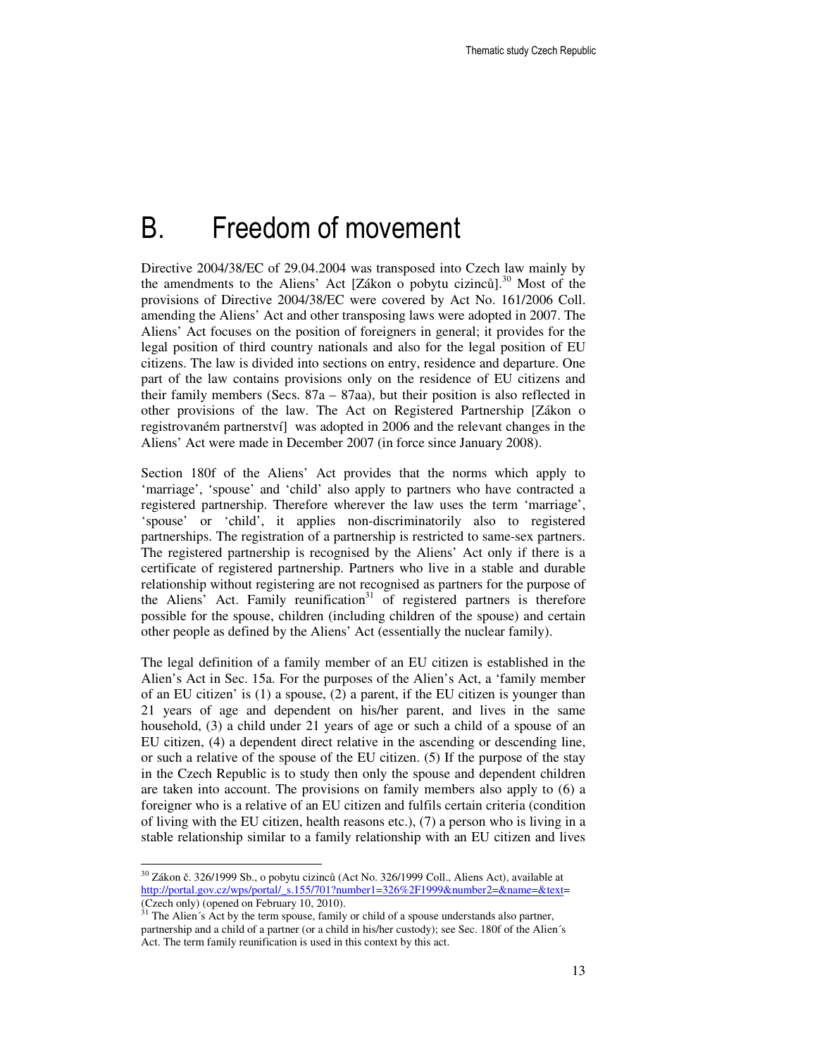# B. Freedom of movement

Directive 2004/38/EC of 29.04.2004 was transposed into Czech law mainly by the amendments to the Aliens' Act [Zákon o pobytu cizinců].[30] Most of the provisions of Directive 2004/38/EC were covered by Act No. 161/2006 Coll. amending the Aliens' Act and other transposing laws were adopted in 2007. The Aliens' Act focuses on the position of foreigners in general; it provides for the legal position of third country nationals and also for the legal position of EU citizens. The law is divided into sections on entry, residence and departure. One part of the law contains provisions only on the residence of EU citizens and their family members (Secs. 87a – 87aa), but their position is also reflected in other provisions of the law. The Act on Registered Partnership [Zákon o registrovaném partnerství] was adopted in 2006 and the relevant changes in the Aliens' Act were made in December 2007 (in force since January 2008).

Section 180f of the Aliens' Act provides that the norms which apply to 'marriage', 'spouse' and 'child' also apply to partners who have contracted a registered partnership. Therefore wherever the law uses the term 'marriage', 'spouse' or 'child', it applies non-discriminatorily also to registered partnerships. The registration of a partnership is restricted to same-sex partners. The registered partnership is recognised by the Aliens' Act only if there is a certificate of registered partnership. Partners who live in a stable and durable relationship without registering are not recognised as partners for the purpose of the Aliens' Act. Family reunification[31] of registered partners is therefore possible for the spouse, children (including children of the spouse) and certain other people as defined by the Aliens' Act (essentially the nuclear family).

The legal definition of a family member of an EU citizen is established in the Alien's Act in Sec. 15a. For the purposes of the Alien's Act, a 'family member of an EU citizen' is (1) a spouse, (2) a parent, if the EU citizen is younger than 21 years of age and dependent on his/her parent, and lives in the same household, (3) a child under 21 years of age or such a child of a spouse of an EU citizen, (4) a dependent direct relative in the ascending or descending line, or such a relative of the spouse of the EU citizen. (5) If the purpose of the stay in the Czech Republic is to study then only the spouse and dependent children are taken into account. The provisions on family members also apply to (6) a foreigner who is a relative of an EU citizen and fulfils certain criteria (condition of living with the EU citizen, health reasons etc.), (7) a person who is living in a stable relationship similar to a family relationship with an EU citizen and lives

---

[30] Zákon č. 326/1999 Sb., o pobytu cizinců (Act No. 326/1999 Coll., Aliens Act), available at http://portal.gov.cz/wps/portal/_s.155/701?number1=326%2F1999&number2=&name=&text= (Czech only) (opened on February 10, 2010).

[31] The Alien´s Act by the term spouse, family or child of a spouse understands also partner, partnership and a child of a partner (or a child in his/her custody); see Sec. 180f of the Alien´s Act. The term family reunification is used in this context by this act.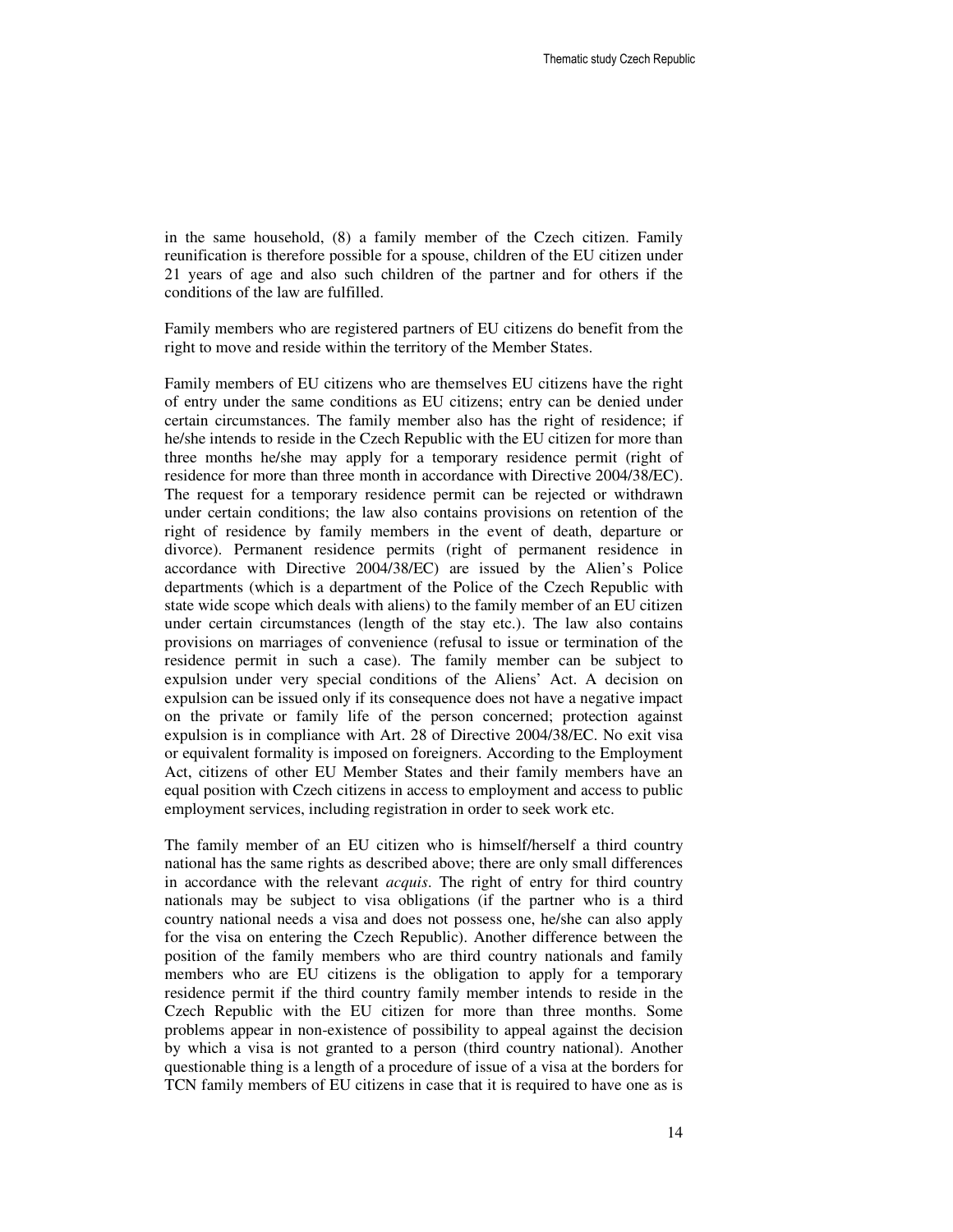in the same household, (8) a family member of the Czech citizen. Family reunification is therefore possible for a spouse, children of the EU citizen under 21 years of age and also such children of the partner and for others if the conditions of the law are fulfilled.

Family members who are registered partners of EU citizens do benefit from the right to move and reside within the territory of the Member States.

Family members of EU citizens who are themselves EU citizens have the right of entry under the same conditions as EU citizens; entry can be denied under certain circumstances. The family member also has the right of residence; if he/she intends to reside in the Czech Republic with the EU citizen for more than three months he/she may apply for a temporary residence permit (right of residence for more than three month in accordance with Directive 2004/38/EC). The request for a temporary residence permit can be rejected or withdrawn under certain conditions; the law also contains provisions on retention of the right of residence by family members in the event of death, departure or divorce). Permanent residence permits (right of permanent residence in accordance with Directive 2004/38/EC) are issued by the Alien's Police departments (which is a department of the Police of the Czech Republic with state wide scope which deals with aliens) to the family member of an EU citizen under certain circumstances (length of the stay etc.). The law also contains provisions on marriages of convenience (refusal to issue or termination of the residence permit in such a case). The family member can be subject to expulsion under very special conditions of the Aliens' Act. A decision on expulsion can be issued only if its consequence does not have a negative impact on the private or family life of the person concerned; protection against expulsion is in compliance with Art. 28 of Directive 2004/38/EC. No exit visa or equivalent formality is imposed on foreigners. According to the Employment Act, citizens of other EU Member States and their family members have an equal position with Czech citizens in access to employment and access to public employment services, including registration in order to seek work etc.

The family member of an EU citizen who is himself/herself a third country national has the same rights as described above; there are only small differences in accordance with the relevant *acquis*. The right of entry for third country nationals may be subject to visa obligations (if the partner who is a third country national needs a visa and does not possess one, he/she can also apply for the visa on entering the Czech Republic). Another difference between the position of the family members who are third country nationals and family members who are EU citizens is the obligation to apply for a temporary residence permit if the third country family member intends to reside in the Czech Republic with the EU citizen for more than three months. Some problems appear in non-existence of possibility to appeal against the decision by which a visa is not granted to a person (third country national). Another questionable thing is a length of a procedure of issue of a visa at the borders for TCN family members of EU citizens in case that it is required to have one as is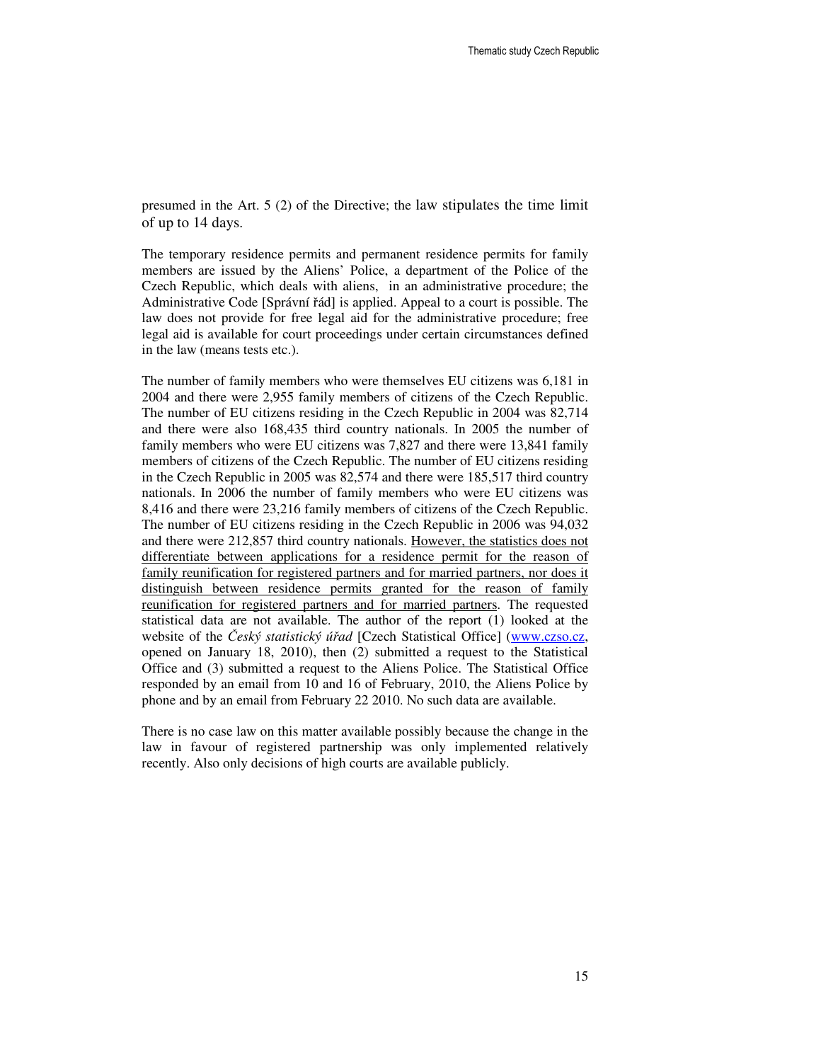presumed in the Art. 5 (2) of the Directive; the law stipulates the time limit of up to 14 days.

The temporary residence permits and permanent residence permits for family members are issued by the Aliens' Police, a department of the Police of the Czech Republic, which deals with aliens, in an administrative procedure; the Administrative Code [Správní řád] is applied. Appeal to a court is possible. The law does not provide for free legal aid for the administrative procedure; free legal aid is available for court proceedings under certain circumstances defined in the law (means tests etc.).

The number of family members who were themselves EU citizens was 6,181 in 2004 and there were 2,955 family members of citizens of the Czech Republic. The number of EU citizens residing in the Czech Republic in 2004 was 82,714 and there were also 168,435 third country nationals. In 2005 the number of family members who were EU citizens was 7,827 and there were 13,841 family members of citizens of the Czech Republic. The number of EU citizens residing in the Czech Republic in 2005 was 82,574 and there were 185,517 third country nationals. In 2006 the number of family members who were EU citizens was 8,416 and there were 23,216 family members of citizens of the Czech Republic. The number of EU citizens residing in the Czech Republic in 2006 was 94,032 and there were 212,857 third country nationals. <u>However, the statistics does not differentiate between applications for a residence permit for the reason of family reunification for registered partners and for married partners, nor does it distinguish between residence permits granted for the reason of family reunification for registered partners and for married partners</u>. The requested statistical data are not available. The author of the report (1) looked at the website of the *Český statistický úřad* [Czech Statistical Office] (www.czso.cz, opened on January 18, 2010), then (2) submitted a request to the Statistical Office and (3) submitted a request to the Aliens Police. The Statistical Office responded by an email from 10 and 16 of February, 2010, the Aliens Police by phone and by an email from February 22 2010. No such data are available.

There is no case law on this matter available possibly because the change in the law in favour of registered partnership was only implemented relatively recently. Also only decisions of high courts are available publicly.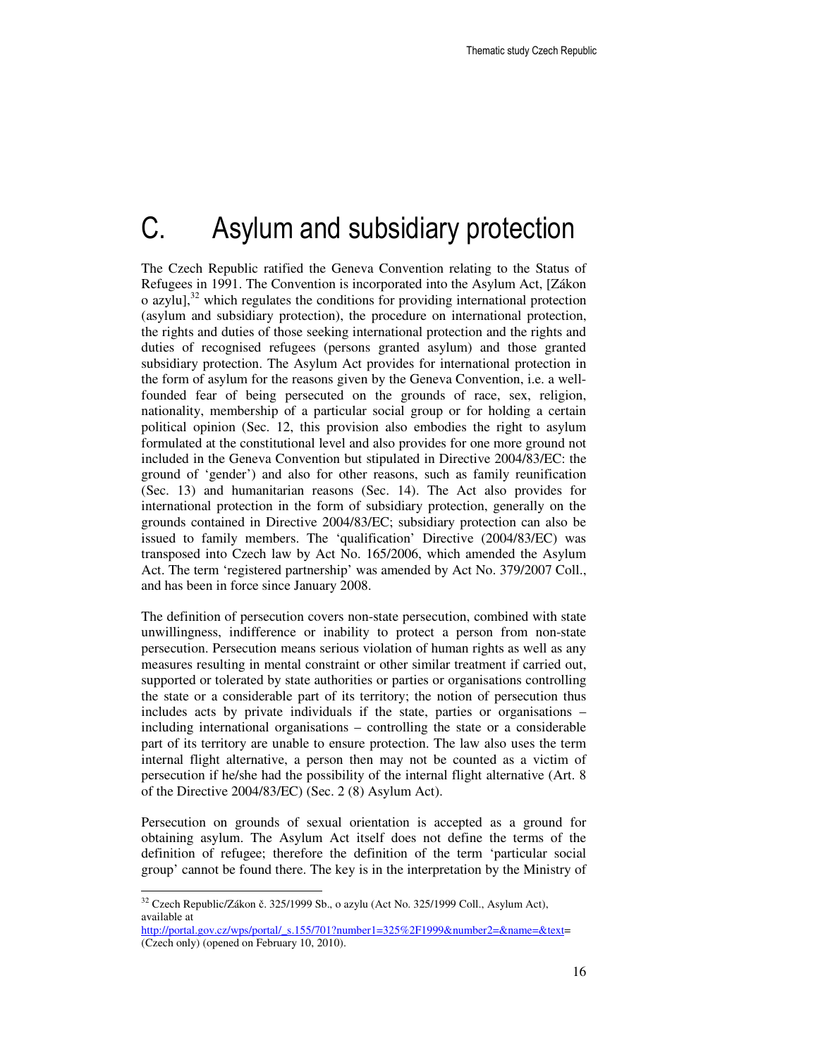# C. Asylum and subsidiary protection

The Czech Republic ratified the Geneva Convention relating to the Status of Refugees in 1991. The Convention is incorporated into the Asylum Act, [Zákon o azylu],[32] which regulates the conditions for providing international protection (asylum and subsidiary protection), the procedure on international protection, the rights and duties of those seeking international protection and the rights and duties of recognised refugees (persons granted asylum) and those granted subsidiary protection. The Asylum Act provides for international protection in the form of asylum for the reasons given by the Geneva Convention, i.e. a well-founded fear of being persecuted on the grounds of race, sex, religion, nationality, membership of a particular social group or for holding a certain political opinion (Sec. 12, this provision also embodies the right to asylum formulated at the constitutional level and also provides for one more ground not included in the Geneva Convention but stipulated in Directive 2004/83/EC: the ground of 'gender') and also for other reasons, such as family reunification (Sec. 13) and humanitarian reasons (Sec. 14). The Act also provides for international protection in the form of subsidiary protection, generally on the grounds contained in Directive 2004/83/EC; subsidiary protection can also be issued to family members. The 'qualification' Directive (2004/83/EC) was transposed into Czech law by Act No. 165/2006, which amended the Asylum Act. The term 'registered partnership' was amended by Act No. 379/2007 Coll., and has been in force since January 2008.

The definition of persecution covers non-state persecution, combined with state unwillingness, indifference or inability to protect a person from non-state persecution. Persecution means serious violation of human rights as well as any measures resulting in mental constraint or other similar treatment if carried out, supported or tolerated by state authorities or parties or organisations controlling the state or a considerable part of its territory; the notion of persecution thus includes acts by private individuals if the state, parties or organisations – including international organisations – controlling the state or a considerable part of its territory are unable to ensure protection. The law also uses the term internal flight alternative, a person then may not be counted as a victim of persecution if he/she had the possibility of the internal flight alternative (Art. 8 of the Directive 2004/83/EC) (Sec. 2 (8) Asylum Act).

Persecution on grounds of sexual orientation is accepted as a ground for obtaining asylum. The Asylum Act itself does not define the terms of the definition of refugee; therefore the definition of the term 'particular social group' cannot be found there. The key is in the interpretation by the Ministry of

[32] Czech Republic/Zákon č. 325/1999 Sb., o azylu (Act No. 325/1999 Coll., Asylum Act), available at http://portal.gov.cz/wps/portal/_s.155/701?number1=325%2F1999&number2=&name=&text= (Czech only) (opened on February 10, 2010).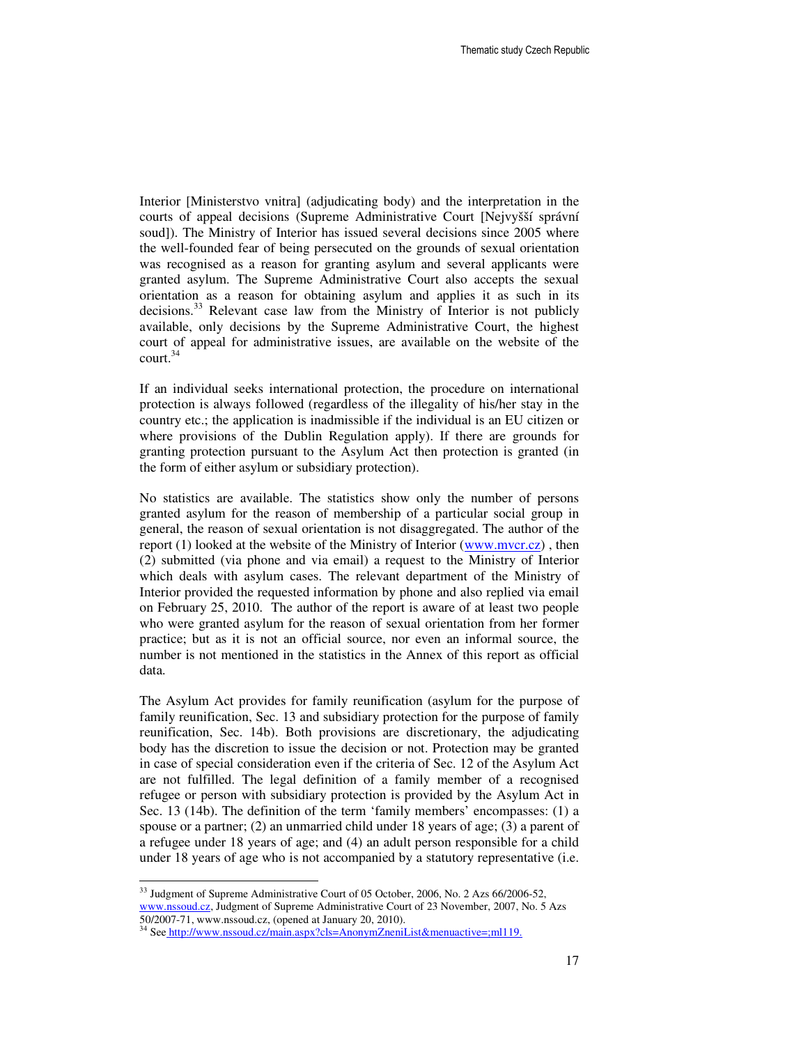Interior [Ministerstvo vnitra] (adjudicating body) and the interpretation in the courts of appeal decisions (Supreme Administrative Court [Nejvyšší správní soud]). The Ministry of Interior has issued several decisions since 2005 where the well-founded fear of being persecuted on the grounds of sexual orientation was recognised as a reason for granting asylum and several applicants were granted asylum. The Supreme Administrative Court also accepts the sexual orientation as a reason for obtaining asylum and applies it as such in its decisions.[33] Relevant case law from the Ministry of Interior is not publicly available, only decisions by the Supreme Administrative Court, the highest court of appeal for administrative issues, are available on the website of the court.[34]

If an individual seeks international protection, the procedure on international protection is always followed (regardless of the illegality of his/her stay in the country etc.; the application is inadmissible if the individual is an EU citizen or where provisions of the Dublin Regulation apply). If there are grounds for granting protection pursuant to the Asylum Act then protection is granted (in the form of either asylum or subsidiary protection).

No statistics are available. The statistics show only the number of persons granted asylum for the reason of membership of a particular social group in general, the reason of sexual orientation is not disaggregated. The author of the report (1) looked at the website of the Ministry of Interior (www.mvcr.cz) , then (2) submitted (via phone and via email) a request to the Ministry of Interior which deals with asylum cases. The relevant department of the Ministry of Interior provided the requested information by phone and also replied via email on February 25, 2010. The author of the report is aware of at least two people who were granted asylum for the reason of sexual orientation from her former practice; but as it is not an official source, nor even an informal source, the number is not mentioned in the statistics in the Annex of this report as official data.

The Asylum Act provides for family reunification (asylum for the purpose of family reunification, Sec. 13 and subsidiary protection for the purpose of family reunification, Sec. 14b). Both provisions are discretionary, the adjudicating body has the discretion to issue the decision or not. Protection may be granted in case of special consideration even if the criteria of Sec. 12 of the Asylum Act are not fulfilled. The legal definition of a family member of a recognised refugee or person with subsidiary protection is provided by the Asylum Act in Sec. 13 (14b). The definition of the term 'family members' encompasses: (1) a spouse or a partner; (2) an unmarried child under 18 years of age; (3) a parent of a refugee under 18 years of age; and (4) an adult person responsible for a child under 18 years of age who is not accompanied by a statutory representative (i.e.

---

[33] Judgment of Supreme Administrative Court of 05 October, 2006, No. 2 Azs 66/2006-52, www.nssoud.cz, Judgment of Supreme Administrative Court of 23 November, 2007, No. 5 Azs 50/2007-71, www.nssoud.cz, (opened at January 20, 2010).

[34] See http://www.nssoud.cz/main.aspx?cls=AnonymZneniList&menuactive=;ml119.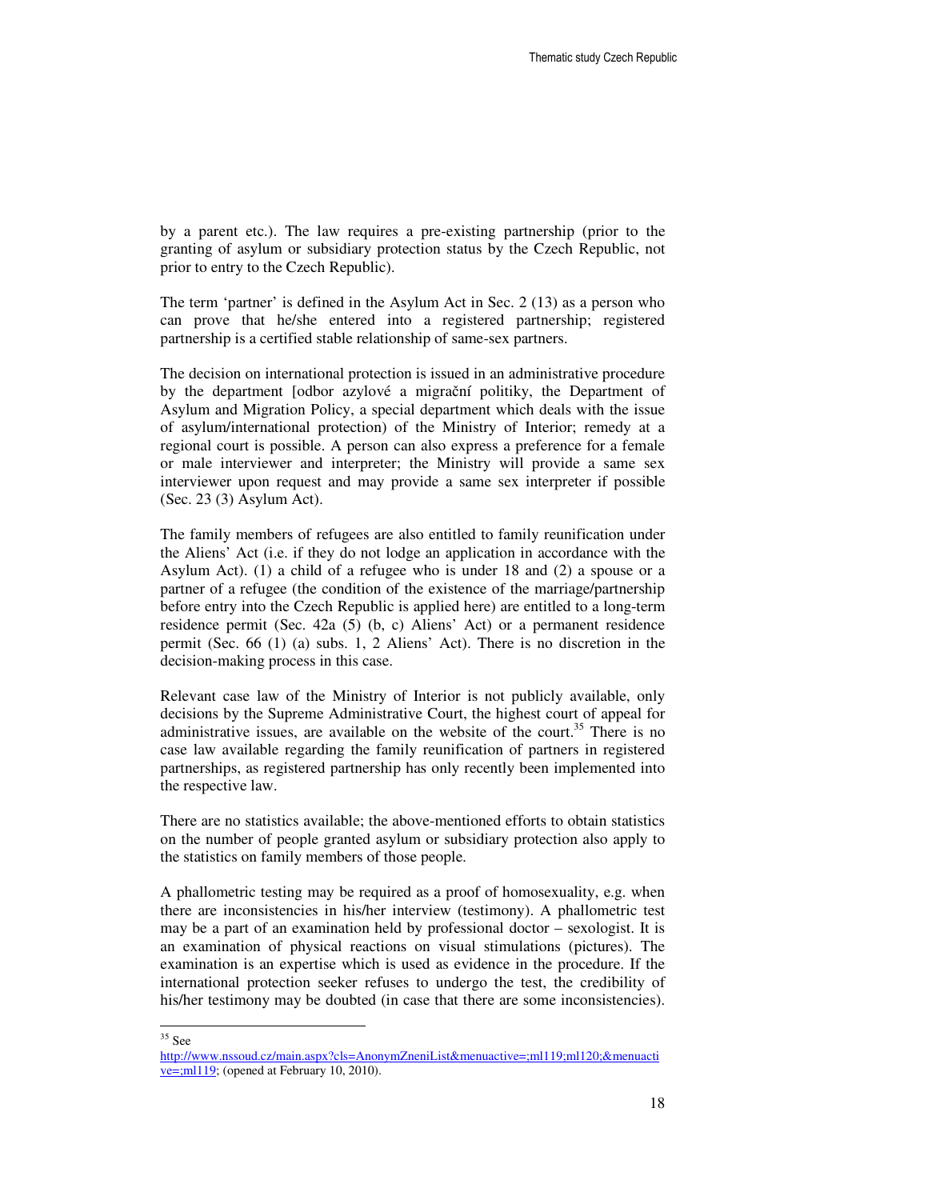by a parent etc.). The law requires a pre-existing partnership (prior to the granting of asylum or subsidiary protection status by the Czech Republic, not prior to entry to the Czech Republic).

The term 'partner' is defined in the Asylum Act in Sec. 2 (13) as a person who can prove that he/she entered into a registered partnership; registered partnership is a certified stable relationship of same-sex partners.

The decision on international protection is issued in an administrative procedure by the department [odbor azylové a migrační politiky, the Department of Asylum and Migration Policy, a special department which deals with the issue of asylum/international protection) of the Ministry of Interior; remedy at a regional court is possible. A person can also express a preference for a female or male interviewer and interpreter; the Ministry will provide a same sex interviewer upon request and may provide a same sex interpreter if possible (Sec. 23 (3) Asylum Act).

The family members of refugees are also entitled to family reunification under the Aliens' Act (i.e. if they do not lodge an application in accordance with the Asylum Act). (1) a child of a refugee who is under 18 and (2) a spouse or a partner of a refugee (the condition of the existence of the marriage/partnership before entry into the Czech Republic is applied here) are entitled to a long-term residence permit (Sec. 42a (5) (b, c) Aliens' Act) or a permanent residence permit (Sec. 66 (1) (a) subs. 1, 2 Aliens' Act). There is no discretion in the decision-making process in this case.

Relevant case law of the Ministry of Interior is not publicly available, only decisions by the Supreme Administrative Court, the highest court of appeal for administrative issues, are available on the website of the court.[35] There is no case law available regarding the family reunification of partners in registered partnerships, as registered partnership has only recently been implemented into the respective law.

There are no statistics available; the above-mentioned efforts to obtain statistics on the number of people granted asylum or subsidiary protection also apply to the statistics on family members of those people.

A phallometric testing may be required as a proof of homosexuality, e.g. when there are inconsistencies in his/her interview (testimony). A phallometric test may be a part of an examination held by professional doctor – sexologist. It is an examination of physical reactions on visual stimulations (pictures). The examination is an expertise which is used as evidence in the procedure. If the international protection seeker refuses to undergo the test, the credibility of his/her testimony may be doubted (in case that there are some inconsistencies).

---

[35] See http://www.nssoud.cz/main.aspx?cls=AnonymZneniList&menuactive=;ml119;ml120;&menuactive=;ml119; (opened at February 10, 2010).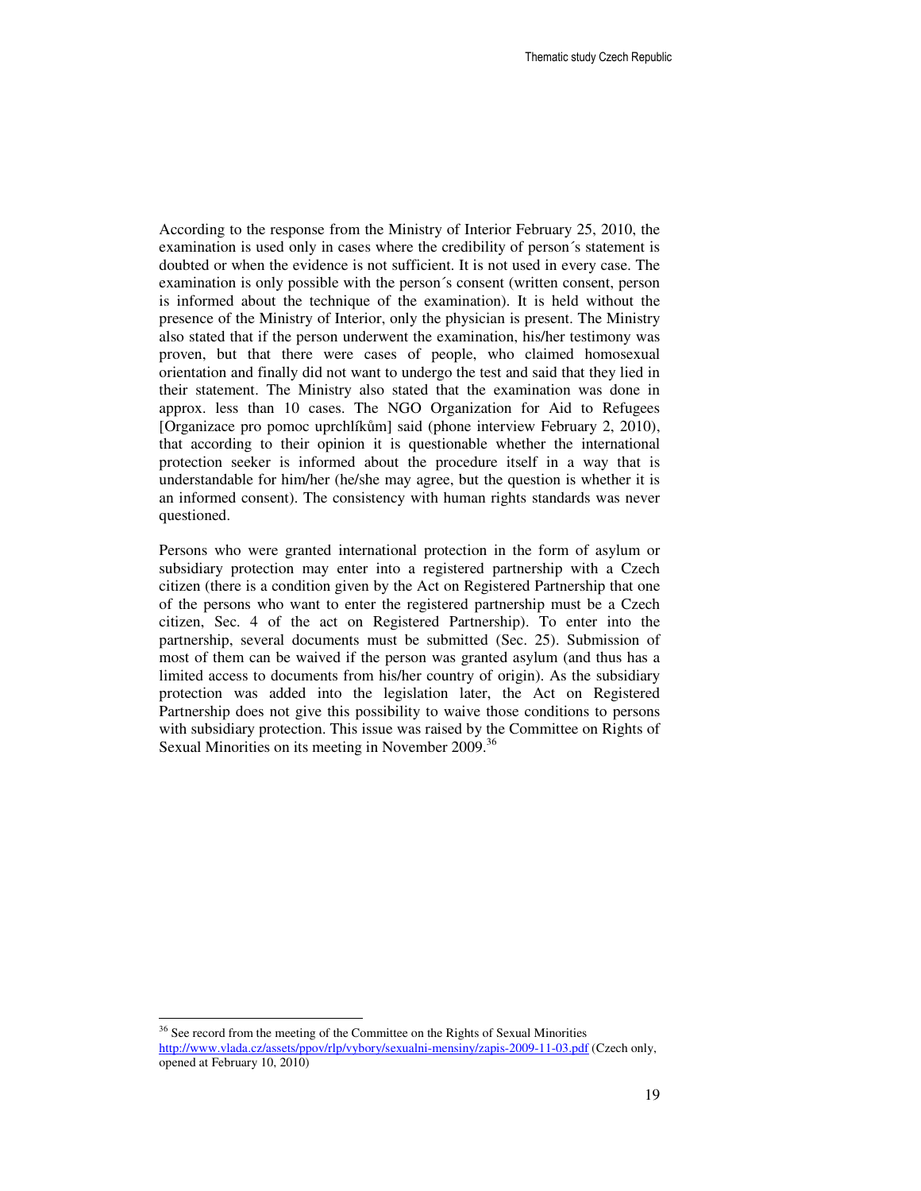According to the response from the Ministry of Interior February 25, 2010, the examination is used only in cases where the credibility of person´s statement is doubted or when the evidence is not sufficient. It is not used in every case. The examination is only possible with the person´s consent (written consent, person is informed about the technique of the examination). It is held without the presence of the Ministry of Interior, only the physician is present. The Ministry also stated that if the person underwent the examination, his/her testimony was proven, but that there were cases of people, who claimed homosexual orientation and finally did not want to undergo the test and said that they lied in their statement. The Ministry also stated that the examination was done in approx. less than 10 cases. The NGO Organization for Aid to Refugees [Organizace pro pomoc uprchlíkům] said (phone interview February 2, 2010), that according to their opinion it is questionable whether the international protection seeker is informed about the procedure itself in a way that is understandable for him/her (he/she may agree, but the question is whether it is an informed consent). The consistency with human rights standards was never questioned.

Persons who were granted international protection in the form of asylum or subsidiary protection may enter into a registered partnership with a Czech citizen (there is a condition given by the Act on Registered Partnership that one of the persons who want to enter the registered partnership must be a Czech citizen, Sec. 4 of the act on Registered Partnership). To enter into the partnership, several documents must be submitted (Sec. 25). Submission of most of them can be waived if the person was granted asylum (and thus has a limited access to documents from his/her country of origin). As the subsidiary protection was added into the legislation later, the Act on Registered Partnership does not give this possibility to waive those conditions to persons with subsidiary protection. This issue was raised by the Committee on Rights of Sexual Minorities on its meeting in November 2009.[36]

---

[36] See record from the meeting of the Committee on the Rights of Sexual Minorities http://www.vlada.cz/assets/ppov/rlp/vybory/sexualni-mensiny/zapis-2009-11-03.pdf (Czech only, opened at February 10, 2010)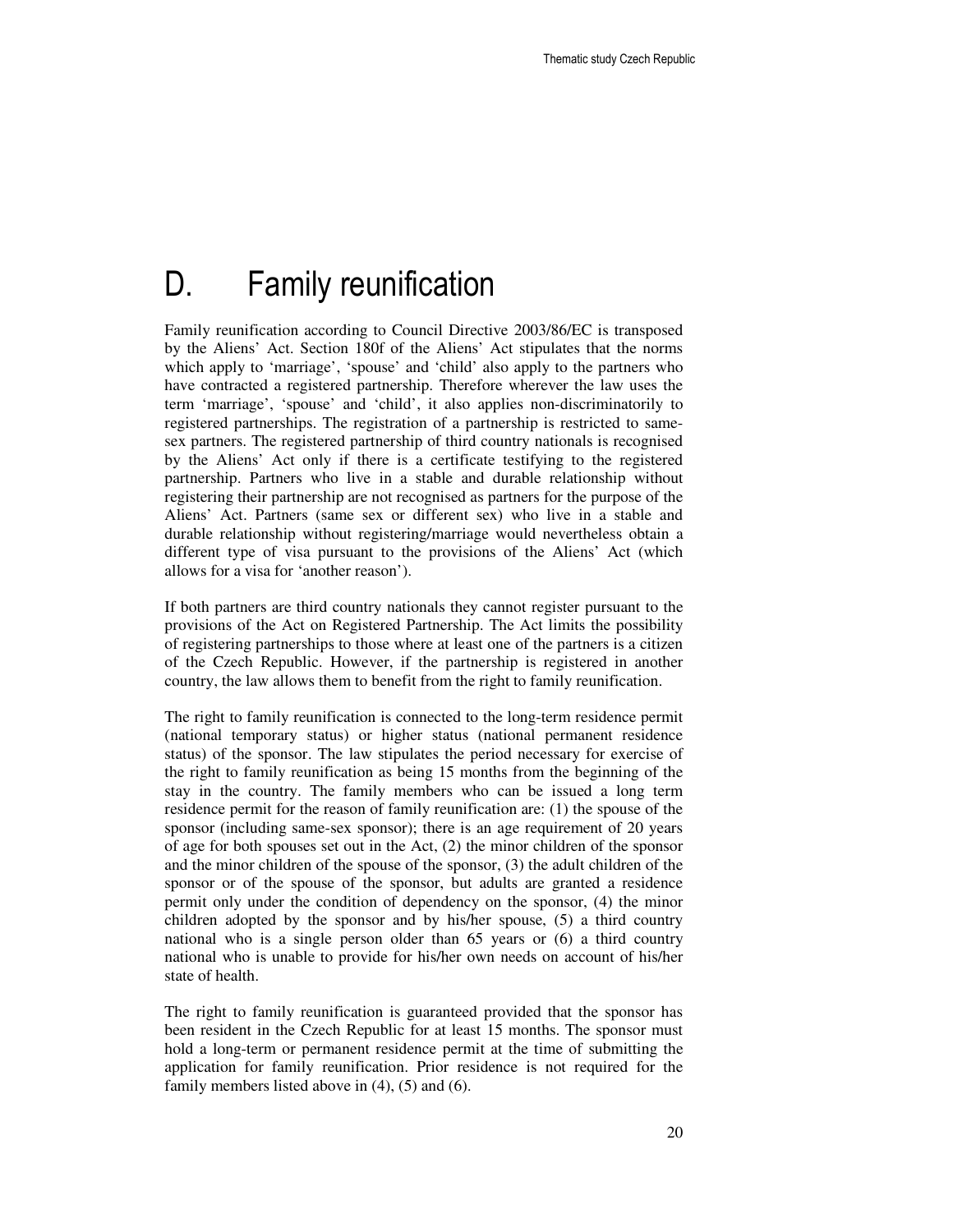# D. Family reunification

Family reunification according to Council Directive 2003/86/EC is transposed by the Aliens' Act. Section 180f of the Aliens' Act stipulates that the norms which apply to 'marriage', 'spouse' and 'child' also apply to the partners who have contracted a registered partnership. Therefore wherever the law uses the term 'marriage', 'spouse' and 'child', it also applies non-discriminatorily to registered partnerships. The registration of a partnership is restricted to same-sex partners. The registered partnership of third country nationals is recognised by the Aliens' Act only if there is a certificate testifying to the registered partnership. Partners who live in a stable and durable relationship without registering their partnership are not recognised as partners for the purpose of the Aliens' Act. Partners (same sex or different sex) who live in a stable and durable relationship without registering/marriage would nevertheless obtain a different type of visa pursuant to the provisions of the Aliens' Act (which allows for a visa for 'another reason').

If both partners are third country nationals they cannot register pursuant to the provisions of the Act on Registered Partnership. The Act limits the possibility of registering partnerships to those where at least one of the partners is a citizen of the Czech Republic. However, if the partnership is registered in another country, the law allows them to benefit from the right to family reunification.

The right to family reunification is connected to the long-term residence permit (national temporary status) or higher status (national permanent residence status) of the sponsor. The law stipulates the period necessary for exercise of the right to family reunification as being 15 months from the beginning of the stay in the country. The family members who can be issued a long term residence permit for the reason of family reunification are: (1) the spouse of the sponsor (including same-sex sponsor); there is an age requirement of 20 years of age for both spouses set out in the Act, (2) the minor children of the sponsor and the minor children of the spouse of the sponsor, (3) the adult children of the sponsor or of the spouse of the sponsor, but adults are granted a residence permit only under the condition of dependency on the sponsor, (4) the minor children adopted by the sponsor and by his/her spouse, (5) a third country national who is a single person older than 65 years or (6) a third country national who is unable to provide for his/her own needs on account of his/her state of health.

The right to family reunification is guaranteed provided that the sponsor has been resident in the Czech Republic for at least 15 months. The sponsor must hold a long-term or permanent residence permit at the time of submitting the application for family reunification. Prior residence is not required for the family members listed above in (4), (5) and (6).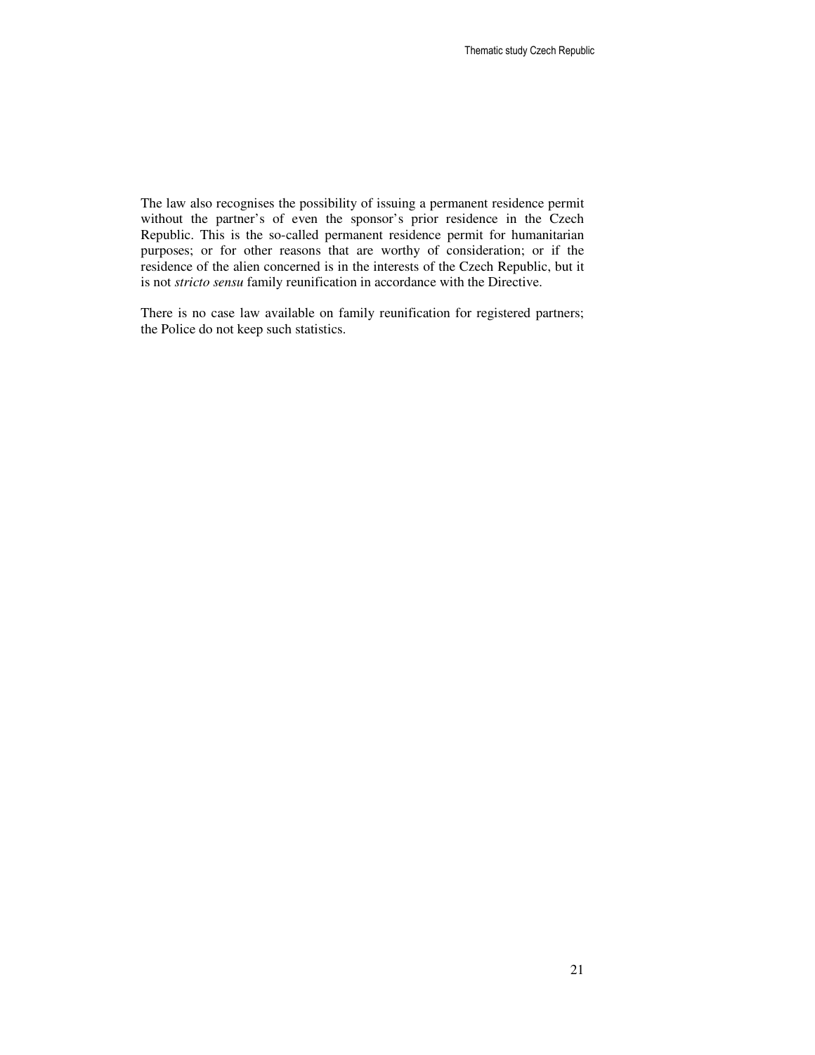The law also recognises the possibility of issuing a permanent residence permit without the partner's of even the sponsor's prior residence in the Czech Republic. This is the so-called permanent residence permit for humanitarian purposes; or for other reasons that are worthy of consideration; or if the residence of the alien concerned is in the interests of the Czech Republic, but it is not *stricto sensu* family reunification in accordance with the Directive.

There is no case law available on family reunification for registered partners; the Police do not keep such statistics.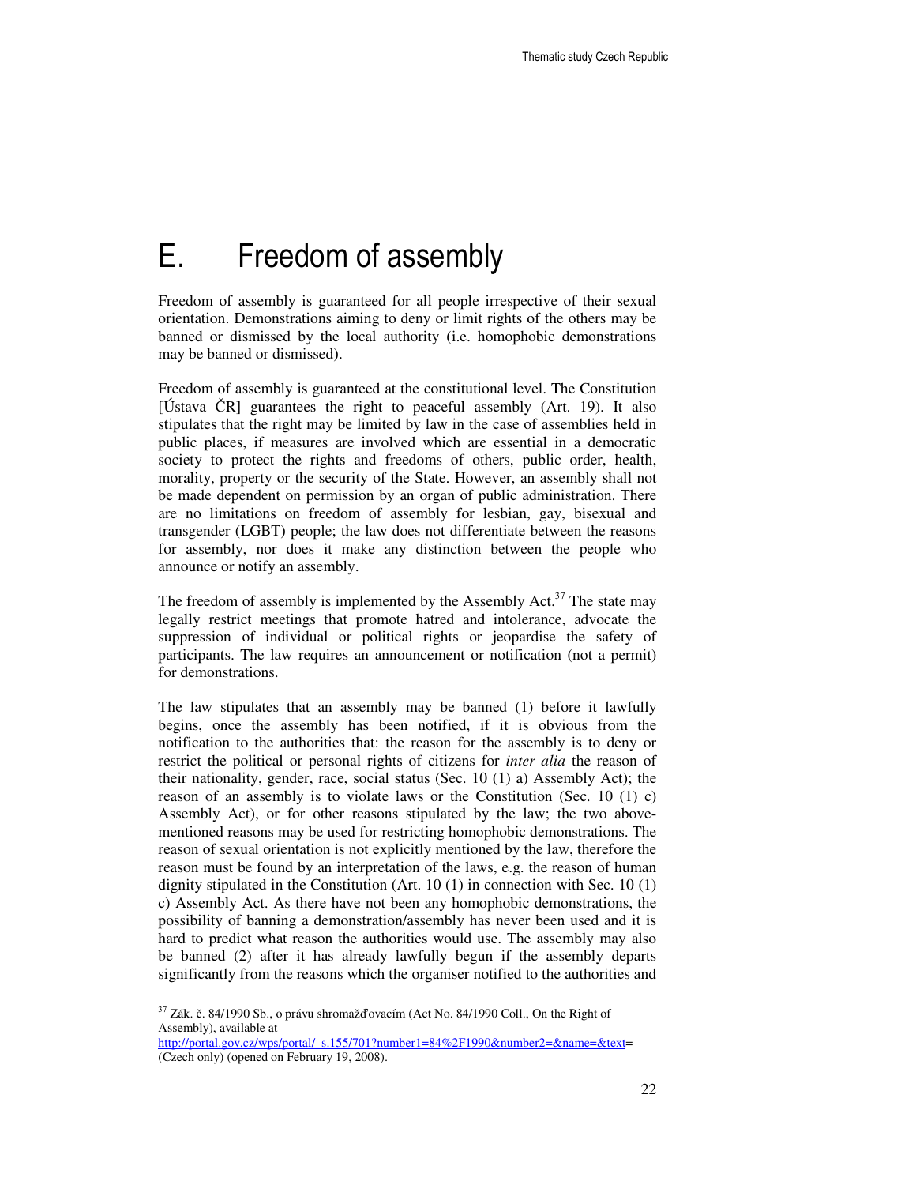# E. Freedom of assembly

Freedom of assembly is guaranteed for all people irrespective of their sexual orientation. Demonstrations aiming to deny or limit rights of the others may be banned or dismissed by the local authority (i.e. homophobic demonstrations may be banned or dismissed).

Freedom of assembly is guaranteed at the constitutional level. The Constitution [Ústava ČR] guarantees the right to peaceful assembly (Art. 19). It also stipulates that the right may be limited by law in the case of assemblies held in public places, if measures are involved which are essential in a democratic society to protect the rights and freedoms of others, public order, health, morality, property or the security of the State. However, an assembly shall not be made dependent on permission by an organ of public administration. There are no limitations on freedom of assembly for lesbian, gay, bisexual and transgender (LGBT) people; the law does not differentiate between the reasons for assembly, nor does it make any distinction between the people who announce or notify an assembly.

The freedom of assembly is implemented by the Assembly Act.[37] The state may legally restrict meetings that promote hatred and intolerance, advocate the suppression of individual or political rights or jeopardise the safety of participants. The law requires an announcement or notification (not a permit) for demonstrations.

The law stipulates that an assembly may be banned (1) before it lawfully begins, once the assembly has been notified, if it is obvious from the notification to the authorities that: the reason for the assembly is to deny or restrict the political or personal rights of citizens for *inter alia* the reason of their nationality, gender, race, social status (Sec. 10 (1) a) Assembly Act); the reason of an assembly is to violate laws or the Constitution (Sec. 10 (1) c) Assembly Act), or for other reasons stipulated by the law; the two above-mentioned reasons may be used for restricting homophobic demonstrations. The reason of sexual orientation is not explicitly mentioned by the law, therefore the reason must be found by an interpretation of the laws, e.g. the reason of human dignity stipulated in the Constitution (Art. 10 (1) in connection with Sec. 10 (1) c) Assembly Act. As there have not been any homophobic demonstrations, the possibility of banning a demonstration/assembly has never been used and it is hard to predict what reason the authorities would use. The assembly may also be banned (2) after it has already lawfully begun if the assembly departs significantly from the reasons which the organiser notified to the authorities and

---

[37] Zák. č. 84/1990 Sb., o právu shromažďovacím (Act No. 84/1990 Coll., On the Right of Assembly), available at http://portal.gov.cz/wps/portal/_s.155/701?number1=84%2F1990&number2=&name=&text= (Czech only) (opened on February 19, 2008).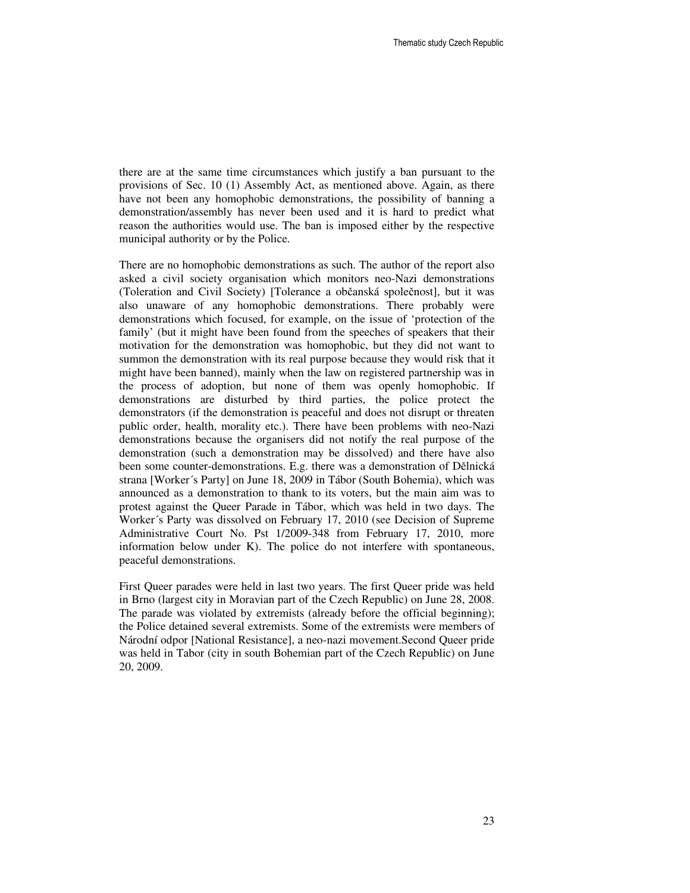there are at the same time circumstances which justify a ban pursuant to the provisions of Sec. 10 (1) Assembly Act, as mentioned above. Again, as there have not been any homophobic demonstrations, the possibility of banning a demonstration/assembly has never been used and it is hard to predict what reason the authorities would use. The ban is imposed either by the respective municipal authority or by the Police.

There are no homophobic demonstrations as such. The author of the report also asked a civil society organisation which monitors neo-Nazi demonstrations (Toleration and Civil Society) [Tolerance a občanská společnost], but it was also unaware of any homophobic demonstrations. There probably were demonstrations which focused, for example, on the issue of 'protection of the family' (but it might have been found from the speeches of speakers that their motivation for the demonstration was homophobic, but they did not want to summon the demonstration with its real purpose because they would risk that it might have been banned), mainly when the law on registered partnership was in the process of adoption, but none of them was openly homophobic. If demonstrations are disturbed by third parties, the police protect the demonstrators (if the demonstration is peaceful and does not disrupt or threaten public order, health, morality etc.). There have been problems with neo-Nazi demonstrations because the organisers did not notify the real purpose of the demonstration (such a demonstration may be dissolved) and there have also been some counter-demonstrations. E.g. there was a demonstration of Dělnická strana [Worker´s Party] on June 18, 2009 in Tábor (South Bohemia), which was announced as a demonstration to thank to its voters, but the main aim was to protest against the Queer Parade in Tábor, which was held in two days. The Worker´s Party was dissolved on February 17, 2010 (see Decision of Supreme Administrative Court No. Pst 1/2009-348 from February 17, 2010, more information below under K). The police do not interfere with spontaneous, peaceful demonstrations.

First Queer parades were held in last two years. The first Queer pride was held in Brno (largest city in Moravian part of the Czech Republic) on June 28, 2008. The parade was violated by extremists (already before the official beginning); the Police detained several extremists. Some of the extremists were members of Národní odpor [National Resistance], a neo-nazi movement.Second Queer pride was held in Tabor (city in south Bohemian part of the Czech Republic) on June 20, 2009.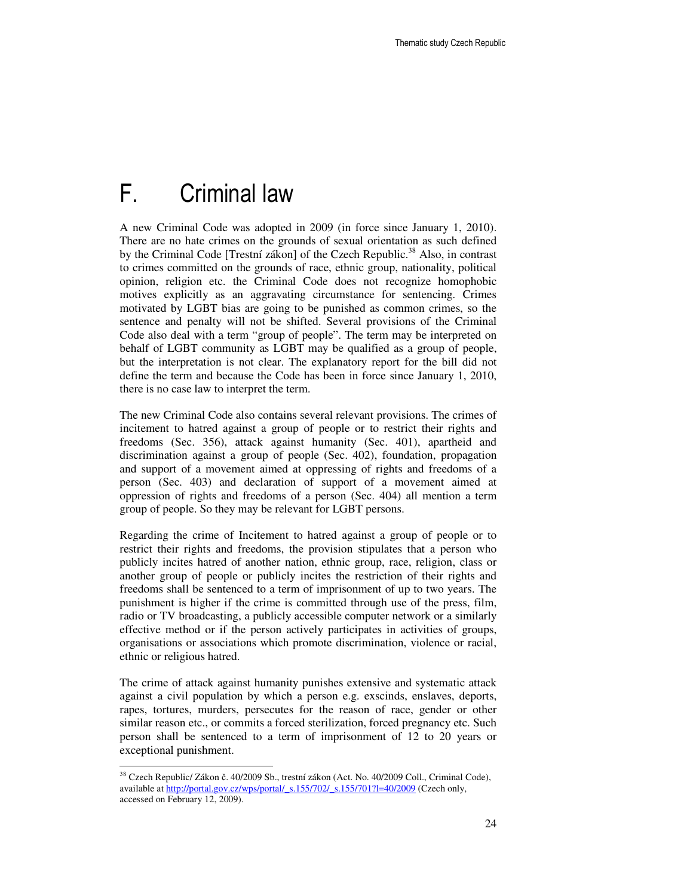# F. Criminal law

A new Criminal Code was adopted in 2009 (in force since January 1, 2010). There are no hate crimes on the grounds of sexual orientation as such defined by the Criminal Code [Trestní zákon] of the Czech Republic.[38] Also, in contrast to crimes committed on the grounds of race, ethnic group, nationality, political opinion, religion etc. the Criminal Code does not recognize homophobic motives explicitly as an aggravating circumstance for sentencing. Crimes motivated by LGBT bias are going to be punished as common crimes, so the sentence and penalty will not be shifted. Several provisions of the Criminal Code also deal with a term "group of people". The term may be interpreted on behalf of LGBT community as LGBT may be qualified as a group of people, but the interpretation is not clear. The explanatory report for the bill did not define the term and because the Code has been in force since January 1, 2010, there is no case law to interpret the term.

The new Criminal Code also contains several relevant provisions. The crimes of incitement to hatred against a group of people or to restrict their rights and freedoms (Sec. 356), attack against humanity (Sec. 401), apartheid and discrimination against a group of people (Sec. 402), foundation, propagation and support of a movement aimed at oppressing of rights and freedoms of a person (Sec. 403) and declaration of support of a movement aimed at oppression of rights and freedoms of a person (Sec. 404) all mention a term group of people. So they may be relevant for LGBT persons.

Regarding the crime of Incitement to hatred against a group of people or to restrict their rights and freedoms, the provision stipulates that a person who publicly incites hatred of another nation, ethnic group, race, religion, class or another group of people or publicly incites the restriction of their rights and freedoms shall be sentenced to a term of imprisonment of up to two years. The punishment is higher if the crime is committed through use of the press, film, radio or TV broadcasting, a publicly accessible computer network or a similarly effective method or if the person actively participates in activities of groups, organisations or associations which promote discrimination, violence or racial, ethnic or religious hatred.

The crime of attack against humanity punishes extensive and systematic attack against a civil population by which a person e.g. exscinds, enslaves, deports, rapes, tortures, murders, persecutes for the reason of race, gender or other similar reason etc., or commits a forced sterilization, forced pregnancy etc. Such person shall be sentenced to a term of imprisonment of 12 to 20 years or exceptional punishment.

---

[38] Czech Republic/ Zákon č. 40/2009 Sb., trestní zákon (Act. No. 40/2009 Coll., Criminal Code), available at http://portal.gov.cz/wps/portal/_s.155/702/_s.155/701?l=40/2009 (Czech only, accessed on February 12, 2009).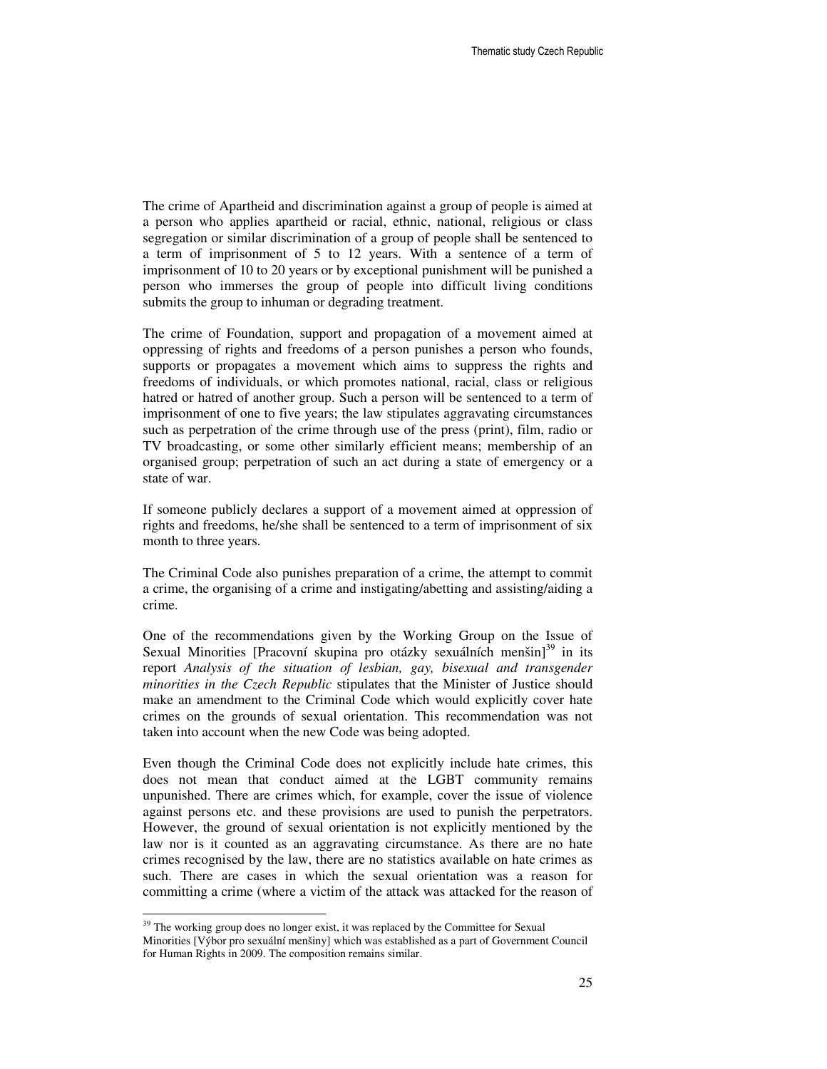The crime of Apartheid and discrimination against a group of people is aimed at a person who applies apartheid or racial, ethnic, national, religious or class segregation or similar discrimination of a group of people shall be sentenced to a term of imprisonment of 5 to 12 years. With a sentence of a term of imprisonment of 10 to 20 years or by exceptional punishment will be punished a person who immerses the group of people into difficult living conditions submits the group to inhuman or degrading treatment.

The crime of Foundation, support and propagation of a movement aimed at oppressing of rights and freedoms of a person punishes a person who founds, supports or propagates a movement which aims to suppress the rights and freedoms of individuals, or which promotes national, racial, class or religious hatred or hatred of another group. Such a person will be sentenced to a term of imprisonment of one to five years; the law stipulates aggravating circumstances such as perpetration of the crime through use of the press (print), film, radio or TV broadcasting, or some other similarly efficient means; membership of an organised group; perpetration of such an act during a state of emergency or a state of war.

If someone publicly declares a support of a movement aimed at oppression of rights and freedoms, he/she shall be sentenced to a term of imprisonment of six month to three years.

The Criminal Code also punishes preparation of a crime, the attempt to commit a crime, the organising of a crime and instigating/abetting and assisting/aiding a crime.

One of the recommendations given by the Working Group on the Issue of Sexual Minorities [Pracovní skupina pro otázky sexuálních menšin][39] in its report *Analysis of the situation of lesbian, gay, bisexual and transgender minorities in the Czech Republic* stipulates that the Minister of Justice should make an amendment to the Criminal Code which would explicitly cover hate crimes on the grounds of sexual orientation. This recommendation was not taken into account when the new Code was being adopted.

Even though the Criminal Code does not explicitly include hate crimes, this does not mean that conduct aimed at the LGBT community remains unpunished. There are crimes which, for example, cover the issue of violence against persons etc. and these provisions are used to punish the perpetrators. However, the ground of sexual orientation is not explicitly mentioned by the law nor is it counted as an aggravating circumstance. As there are no hate crimes recognised by the law, there are no statistics available on hate crimes as such. There are cases in which the sexual orientation was a reason for committing a crime (where a victim of the attack was attacked for the reason of

[39] The working group does no longer exist, it was replaced by the Committee for Sexual Minorities [Výbor pro sexuální menšiny] which was established as a part of Government Council for Human Rights in 2009. The composition remains similar.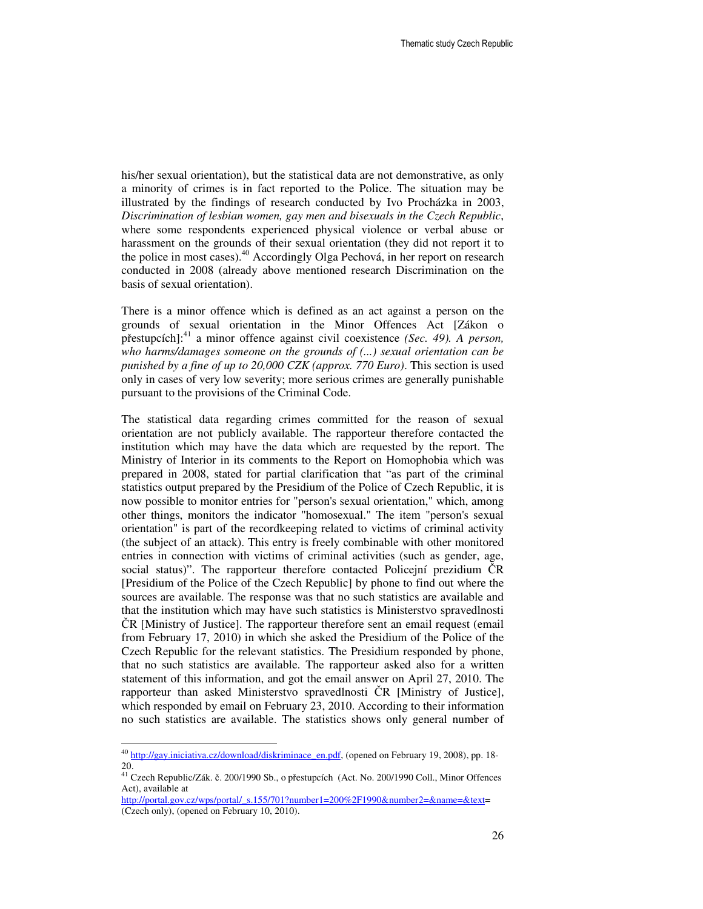his/her sexual orientation), but the statistical data are not demonstrative, as only a minority of crimes is in fact reported to the Police. The situation may be illustrated by the findings of research conducted by Ivo Procházka in 2003, *Discrimination of lesbian women, gay men and bisexuals in the Czech Republic*, where some respondents experienced physical violence or verbal abuse or harassment on the grounds of their sexual orientation (they did not report it to the police in most cases).[40] Accordingly Olga Pechová, in her report on research conducted in 2008 (already above mentioned research Discrimination on the basis of sexual orientation).

There is a minor offence which is defined as an act against a person on the grounds of sexual orientation in the Minor Offences Act [Zákon o přestupcích]:[41] a minor offence against civil coexistence *(Sec. 49). A person, who harms/damages someone on the grounds of (...) sexual orientation can be punished by a fine of up to 20,000 CZK (approx. 770 Euro)*. This section is used only in cases of very low severity; more serious crimes are generally punishable pursuant to the provisions of the Criminal Code.

The statistical data regarding crimes committed for the reason of sexual orientation are not publicly available. The rapporteur therefore contacted the institution which may have the data which are requested by the report. The Ministry of Interior in its comments to the Report on Homophobia which was prepared in 2008, stated for partial clarification that "as part of the criminal statistics output prepared by the Presidium of the Police of Czech Republic, it is now possible to monitor entries for "person's sexual orientation," which, among other things, monitors the indicator "homosexual." The item "person's sexual orientation" is part of the recordkeeping related to victims of criminal activity (the subject of an attack). This entry is freely combinable with other monitored entries in connection with victims of criminal activities (such as gender, age, social status)". The rapporteur therefore contacted Policejní prezidium ČR [Presidium of the Police of the Czech Republic] by phone to find out where the sources are available. The response was that no such statistics are available and that the institution which may have such statistics is Ministerstvo spravedlnosti ČR [Ministry of Justice]. The rapporteur therefore sent an email request (email from February 17, 2010) in which she asked the Presidium of the Police of the Czech Republic for the relevant statistics. The Presidium responded by phone, that no such statistics are available. The rapporteur asked also for a written statement of this information, and got the email answer on April 27, 2010. The rapporteur than asked Ministerstvo spravedlnosti ČR [Ministry of Justice], which responded by email on February 23, 2010. According to their information no such statistics are available. The statistics shows only general number of

---

[40] http://gay.iniciativa.cz/download/diskriminace_en.pdf, (opened on February 19, 2008), pp. 18-20.

[41] Czech Republic/Zák. č. 200/1990 Sb., o přestupcích (Act. No. 200/1990 Coll., Minor Offences Act), available at http://portal.gov.cz/wps/portal/_s.155/701?number1=200%2F1990&number2=&name=&text= (Czech only), (opened on February 10, 2010).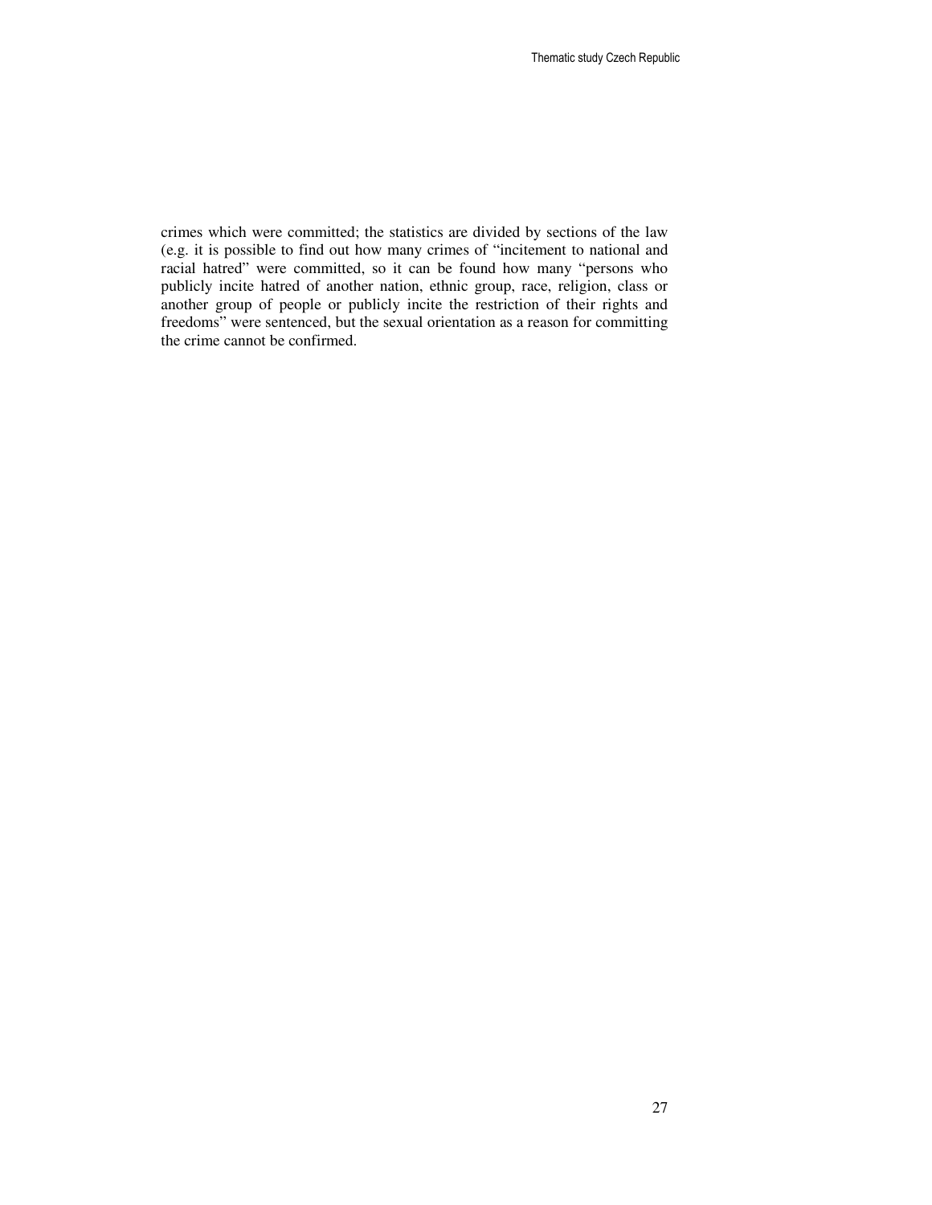crimes which were committed; the statistics are divided by sections of the law (e.g. it is possible to find out how many crimes of "incitement to national and racial hatred" were committed, so it can be found how many "persons who publicly incite hatred of another nation, ethnic group, race, religion, class or another group of people or publicly incite the restriction of their rights and freedoms" were sentenced, but the sexual orientation as a reason for committing the crime cannot be confirmed.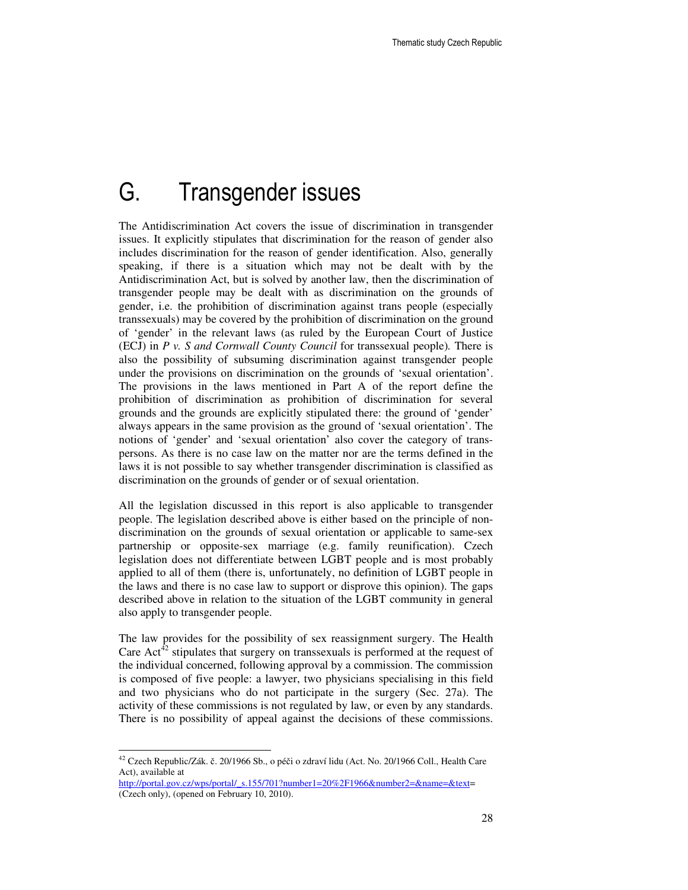# G. Transgender issues

The Antidiscrimination Act covers the issue of discrimination in transgender issues. It explicitly stipulates that discrimination for the reason of gender also includes discrimination for the reason of gender identification. Also, generally speaking, if there is a situation which may not be dealt with by the Antidiscrimination Act, but is solved by another law, then the discrimination of transgender people may be dealt with as discrimination on the grounds of gender, i.e. the prohibition of discrimination against trans people (especially transsexuals) may be covered by the prohibition of discrimination on the ground of 'gender' in the relevant laws (as ruled by the European Court of Justice (ECJ) in *P v. S and Cornwall County Council* for transsexual people). There is also the possibility of subsuming discrimination against transgender people under the provisions on discrimination on the grounds of 'sexual orientation'. The provisions in the laws mentioned in Part A of the report define the prohibition of discrimination as prohibition of discrimination for several grounds and the grounds are explicitly stipulated there: the ground of 'gender' always appears in the same provision as the ground of 'sexual orientation'. The notions of 'gender' and 'sexual orientation' also cover the category of trans-persons. As there is no case law on the matter nor are the terms defined in the laws it is not possible to say whether transgender discrimination is classified as discrimination on the grounds of gender or of sexual orientation.

All the legislation discussed in this report is also applicable to transgender people. The legislation described above is either based on the principle of non-discrimination on the grounds of sexual orientation or applicable to same-sex partnership or opposite-sex marriage (e.g. family reunification). Czech legislation does not differentiate between LGBT people and is most probably applied to all of them (there is, unfortunately, no definition of LGBT people in the laws and there is no case law to support or disprove this opinion). The gaps described above in relation to the situation of the LGBT community in general also apply to transgender people.

The law provides for the possibility of sex reassignment surgery. The Health Care Act[42] stipulates that surgery on transsexuals is performed at the request of the individual concerned, following approval by a commission. The commission is composed of five people: a lawyer, two physicians specialising in this field and two physicians who do not participate in the surgery (Sec. 27a). The activity of these commissions is not regulated by law, or even by any standards. There is no possibility of appeal against the decisions of these commissions.

---

[42] Czech Republic/Zák. č. 20/1966 Sb., o péči o zdraví lidu (Act. No. 20/1966 Coll., Health Care Act), available at http://portal.gov.cz/wps/portal/_s.155/701?number1=20%2F1966&number2=&name=&text= (Czech only), (opened on February 10, 2010).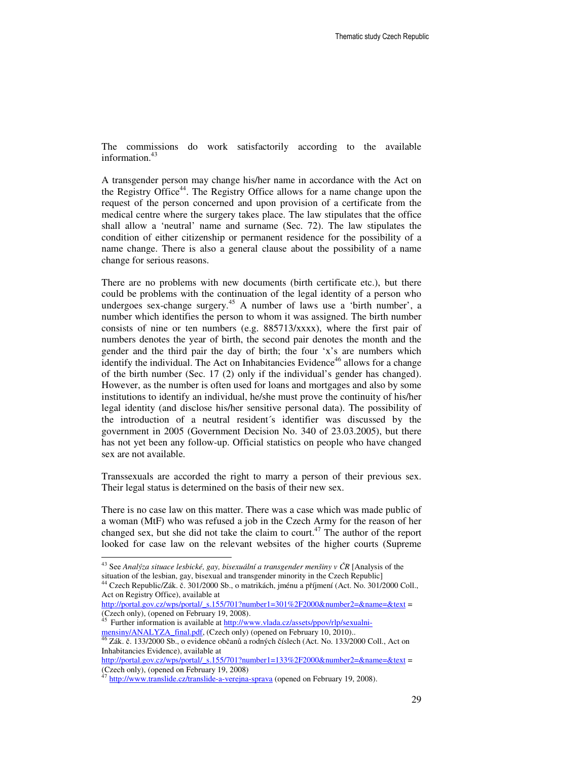The commissions do work satisfactorily according to the available information.[43]

A transgender person may change his/her name in accordance with the Act on the Registry Office[44]. The Registry Office allows for a name change upon the request of the person concerned and upon provision of a certificate from the medical centre where the surgery takes place. The law stipulates that the office shall allow a 'neutral' name and surname (Sec. 72). The law stipulates the condition of either citizenship or permanent residence for the possibility of a name change. There is also a general clause about the possibility of a name change for serious reasons.

There are no problems with new documents (birth certificate etc.), but there could be problems with the continuation of the legal identity of a person who undergoes sex-change surgery.[45] A number of laws use a 'birth number', a number which identifies the person to whom it was assigned. The birth number consists of nine or ten numbers (e.g. 885713/xxxx), where the first pair of numbers denotes the year of birth, the second pair denotes the month and the gender and the third pair the day of birth; the four 'x's are numbers which identify the individual. The Act on Inhabitancies Evidence[46] allows for a change of the birth number (Sec. 17 (2) only if the individual's gender has changed). However, as the number is often used for loans and mortgages and also by some institutions to identify an individual, he/she must prove the continuity of his/her legal identity (and disclose his/her sensitive personal data). The possibility of the introduction of a neutral resident´s identifier was discussed by the government in 2005 (Government Decision No. 340 of 23.03.2005), but there has not yet been any follow-up. Official statistics on people who have changed sex are not available.

Transsexuals are accorded the right to marry a person of their previous sex. Their legal status is determined on the basis of their new sex.

There is no case law on this matter. There was a case which was made public of a woman (MtF) who was refused a job in the Czech Army for the reason of her changed sex, but she did not take the claim to court.[47] The author of the report looked for case law on the relevant websites of the higher courts (Supreme

---

[43] See *Analýza situace lesbické, gay, bisexuální a transgender menšiny v ČR* [Analysis of the situation of the lesbian, gay, bisexual and transgender minority in the Czech Republic]

[44] Czech Republic/Zák. č. 301/2000 Sb., o matrikách, jménu a příjmení (Act. No. 301/2000 Coll., Act on Registry Office), available at http://portal.gov.cz/wps/portal/_s.155/701?number1=301%2F2000&number2=&name=&text = (Czech only), (opened on February 19, 2008).

[45] Further information is available at http://www.vlada.cz/assets/ppov/rlp/sexualni-mensiny/ANALYZA_final.pdf, (Czech only) (opened on February 10, 2010)..

[46] Zák. č. 133/2000 Sb., o evidence občanů a rodných číslech (Act. No. 133/2000 Coll., Act on Inhabitancies Evidence), available at http://portal.gov.cz/wps/portal/_s.155/701?number1=133%2F2000&number2=&name=&text = (Czech only), (opened on February 19, 2008)

[47] http://www.translide.cz/translide-a-verejna-sprava (opened on February 19, 2008).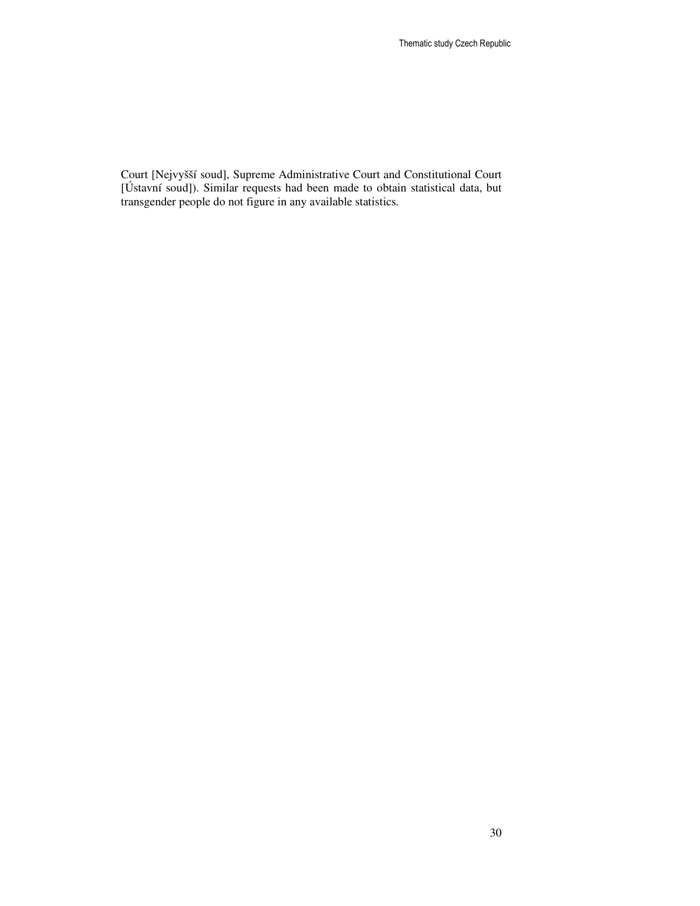Court [Nejvyšší soud], Supreme Administrative Court and Constitutional Court [Ústavní soud]). Similar requests had been made to obtain statistical data, but transgender people do not figure in any available statistics.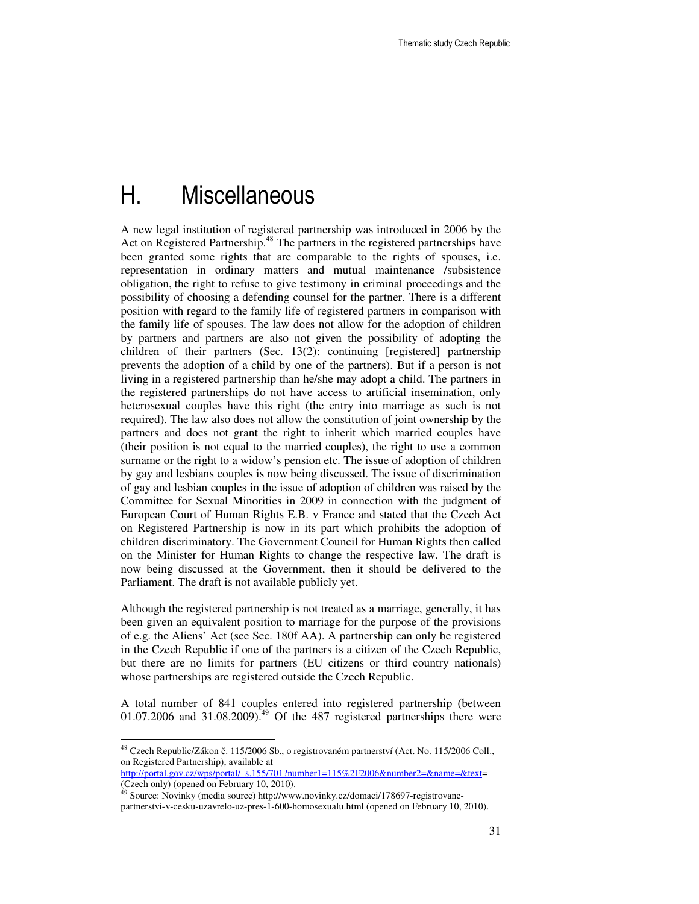# H. Miscellaneous

A new legal institution of registered partnership was introduced in 2006 by the Act on Registered Partnership.[48] The partners in the registered partnerships have been granted some rights that are comparable to the rights of spouses, i.e. representation in ordinary matters and mutual maintenance /subsistence obligation, the right to refuse to give testimony in criminal proceedings and the possibility of choosing a defending counsel for the partner. There is a different position with regard to the family life of registered partners in comparison with the family life of spouses. The law does not allow for the adoption of children by partners and partners are also not given the possibility of adopting the children of their partners (Sec. 13(2): continuing [registered] partnership prevents the adoption of a child by one of the partners). But if a person is not living in a registered partnership than he/she may adopt a child. The partners in the registered partnerships do not have access to artificial insemination, only heterosexual couples have this right (the entry into marriage as such is not required). The law also does not allow the constitution of joint ownership by the partners and does not grant the right to inherit which married couples have (their position is not equal to the married couples), the right to use a common surname or the right to a widow's pension etc. The issue of adoption of children by gay and lesbians couples is now being discussed. The issue of discrimination of gay and lesbian couples in the issue of adoption of children was raised by the Committee for Sexual Minorities in 2009 in connection with the judgment of European Court of Human Rights E.B. v France and stated that the Czech Act on Registered Partnership is now in its part which prohibits the adoption of children discriminatory. The Government Council for Human Rights then called on the Minister for Human Rights to change the respective law. The draft is now being discussed at the Government, then it should be delivered to the Parliament. The draft is not available publicly yet.

Although the registered partnership is not treated as a marriage, generally, it has been given an equivalent position to marriage for the purpose of the provisions of e.g. the Aliens' Act (see Sec. 180f AA). A partnership can only be registered in the Czech Republic if one of the partners is a citizen of the Czech Republic, but there are no limits for partners (EU citizens or third country nationals) whose partnerships are registered outside the Czech Republic.

A total number of 841 couples entered into registered partnership (between 01.07.2006 and 31.08.2009).[49] Of the 487 registered partnerships there were

---

[48] Czech Republic/Zákon č. 115/2006 Sb., o registrovaném partnerství (Act. No. 115/2006 Coll., on Registered Partnership), available at http://portal.gov.cz/wps/portal/_s.155/701?number1=115%2F2006&number2=&name=&text= (Czech only) (opened on February 10, 2010).

[49] Source: Novinky (media source) http://www.novinky.cz/domaci/178697-registrovane-partnerstvi-v-cesku-uzavrelo-uz-pres-1-600-homosexualu.html (opened on February 10, 2010).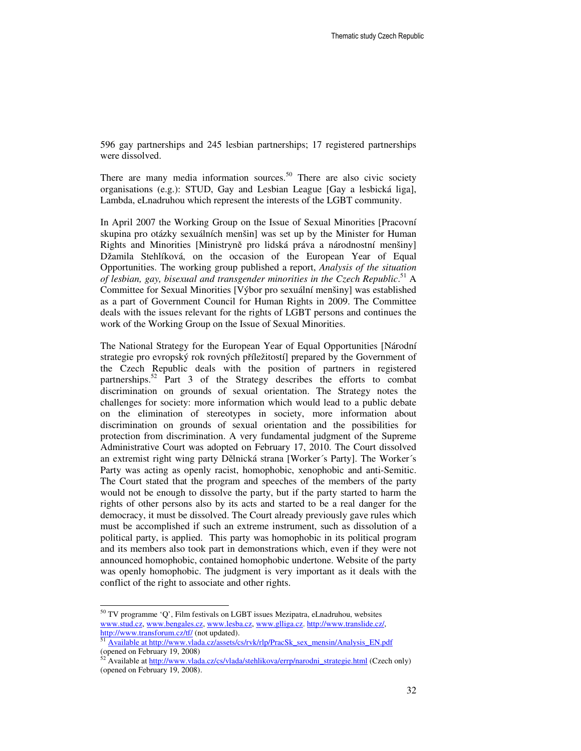596 gay partnerships and 245 lesbian partnerships; 17 registered partnerships were dissolved.

There are many media information sources.[50] There are also civic society organisations (e.g.): STUD, Gay and Lesbian League [Gay a lesbická liga], Lambda, eLnadruhou which represent the interests of the LGBT community.

In April 2007 the Working Group on the Issue of Sexual Minorities [Pracovní skupina pro otázky sexuálních menšin] was set up by the Minister for Human Rights and Minorities [Ministryně pro lidská práva a národnostní menšiny] Džamila Stehlíková, on the occasion of the European Year of Equal Opportunities. The working group published a report, *Analysis of the situation of lesbian, gay, bisexual and transgender minorities in the Czech Republic*.[51] A Committee for Sexual Minorities [Výbor pro sexuální menšiny] was established as a part of Government Council for Human Rights in 2009. The Committee deals with the issues relevant for the rights of LGBT persons and continues the work of the Working Group on the Issue of Sexual Minorities.

The National Strategy for the European Year of Equal Opportunities [Národní strategie pro evropský rok rovných příležitostí] prepared by the Government of the Czech Republic deals with the position of partners in registered partnerships.[52] Part 3 of the Strategy describes the efforts to combat discrimination on grounds of sexual orientation. The Strategy notes the challenges for society: more information which would lead to a public debate on the elimination of stereotypes in society, more information about discrimination on grounds of sexual orientation and the possibilities for protection from discrimination. A very fundamental judgment of the Supreme Administrative Court was adopted on February 17, 2010. The Court dissolved an extremist right wing party Dělnická strana [Worker´s Party]. The Worker´s Party was acting as openly racist, homophobic, xenophobic and anti-Semitic. The Court stated that the program and speeches of the members of the party would not be enough to dissolve the party, but if the party started to harm the rights of other persons also by its acts and started to be a real danger for the democracy, it must be dissolved. The Court already previously gave rules which must be accomplished if such an extreme instrument, such as dissolution of a political party, is applied. This party was homophobic in its political program and its members also took part in demonstrations which, even if they were not announced homophobic, contained homophobic undertone. Website of the party was openly homophobic. The judgment is very important as it deals with the conflict of the right to associate and other rights.

---

[50] TV programme 'Q', Film festivals on LGBT issues Mezipatra, eLnadruhou, websites www.stud.cz, www.bengales.cz, www.lesba.cz, www.glliga.cz. http://www.translide.cz/, http://www.transforum.cz/tf/ (not updated).

[51] Available at http://www.vlada.cz/assets/cs/rvk/rlp/PracSk_sex_mensin/Analysis_EN.pdf (opened on February 19, 2008)

[52] Available at http://www.vlada.cz/cs/vlada/stehlikova/errp/narodni_strategie.html (Czech only) (opened on February 19, 2008).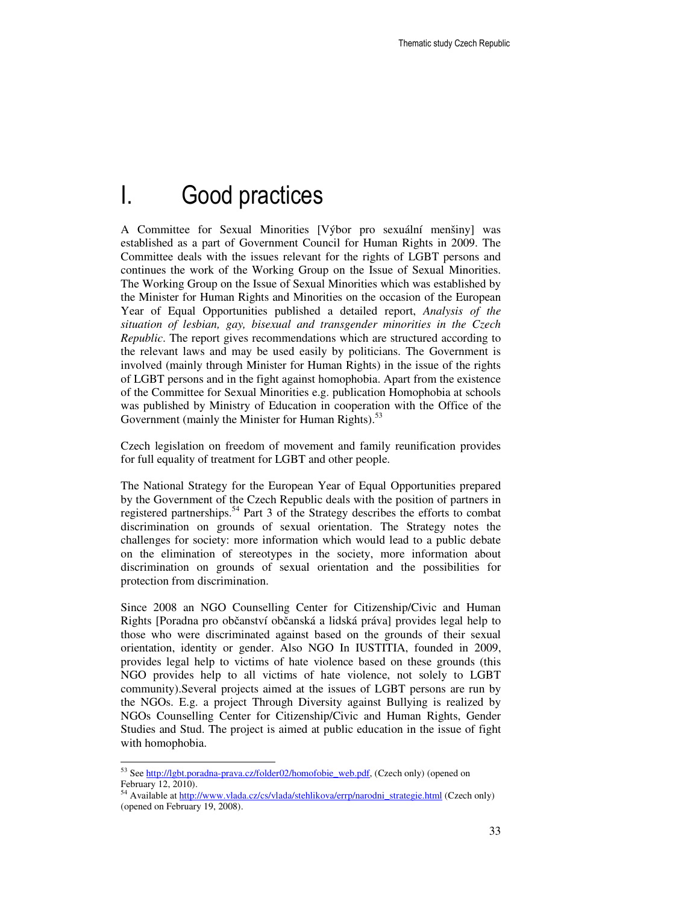# I. Good practices

A Committee for Sexual Minorities [Výbor pro sexuální menšiny] was established as a part of Government Council for Human Rights in 2009. The Committee deals with the issues relevant for the rights of LGBT persons and continues the work of the Working Group on the Issue of Sexual Minorities. The Working Group on the Issue of Sexual Minorities which was established by the Minister for Human Rights and Minorities on the occasion of the European Year of Equal Opportunities published a detailed report, *Analysis of the situation of lesbian, gay, bisexual and transgender minorities in the Czech Republic*. The report gives recommendations which are structured according to the relevant laws and may be used easily by politicians. The Government is involved (mainly through Minister for Human Rights) in the issue of the rights of LGBT persons and in the fight against homophobia. Apart from the existence of the Committee for Sexual Minorities e.g. publication Homophobia at schools was published by Ministry of Education in cooperation with the Office of the Government (mainly the Minister for Human Rights).[53]

Czech legislation on freedom of movement and family reunification provides for full equality of treatment for LGBT and other people.

The National Strategy for the European Year of Equal Opportunities prepared by the Government of the Czech Republic deals with the position of partners in registered partnerships.[54] Part 3 of the Strategy describes the efforts to combat discrimination on grounds of sexual orientation. The Strategy notes the challenges for society: more information which would lead to a public debate on the elimination of stereotypes in the society, more information about discrimination on grounds of sexual orientation and the possibilities for protection from discrimination.

Since 2008 an NGO Counselling Center for Citizenship/Civic and Human Rights [Poradna pro občanství občanská a lidská práva] provides legal help to those who were discriminated against based on the grounds of their sexual orientation, identity or gender. Also NGO In IUSTITIA, founded in 2009, provides legal help to victims of hate violence based on these grounds (this NGO provides help to all victims of hate violence, not solely to LGBT community).Several projects aimed at the issues of LGBT persons are run by the NGOs. E.g. a project Through Diversity against Bullying is realized by NGOs Counselling Center for Citizenship/Civic and Human Rights, Gender Studies and Stud. The project is aimed at public education in the issue of fight with homophobia.

---

[53] See http://lgbt.poradna-prava.cz/folder02/homofobie_web.pdf, (Czech only) (opened on February 12, 2010).

[54] Available at http://www.vlada.cz/cs/vlada/stehlikova/errp/narodni_strategie.html (Czech only) (opened on February 19, 2008).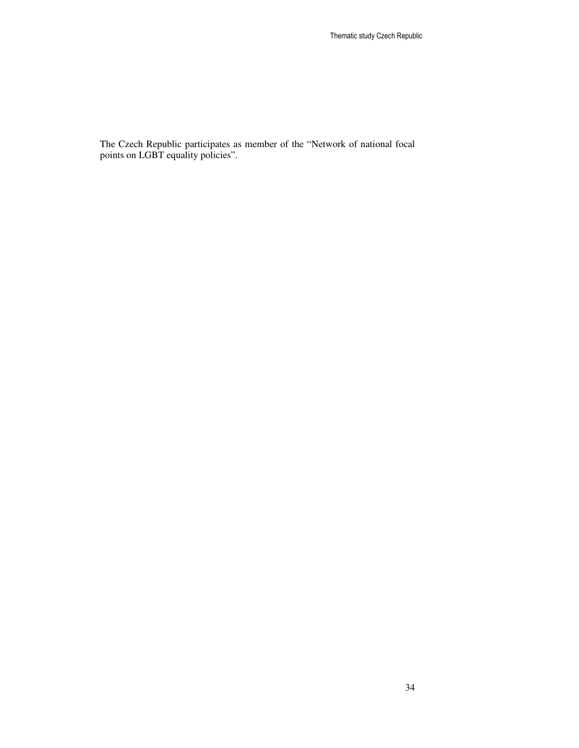The Czech Republic participates as member of the “Network of national focal points on LGBT equality policies”.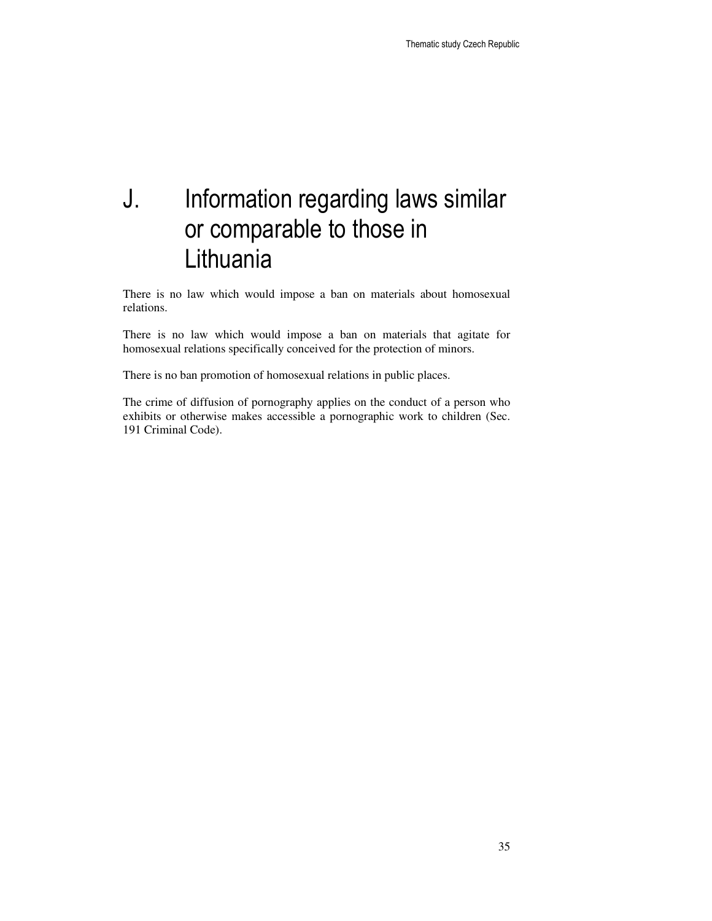# J. Information regarding laws similar or comparable to those in Lithuania

There is no law which would impose a ban on materials about homosexual relations.

There is no law which would impose a ban on materials that agitate for homosexual relations specifically conceived for the protection of minors.

There is no ban promotion of homosexual relations in public places.

The crime of diffusion of pornography applies on the conduct of a person who exhibits or otherwise makes accessible a pornographic work to children (Sec. 191 Criminal Code).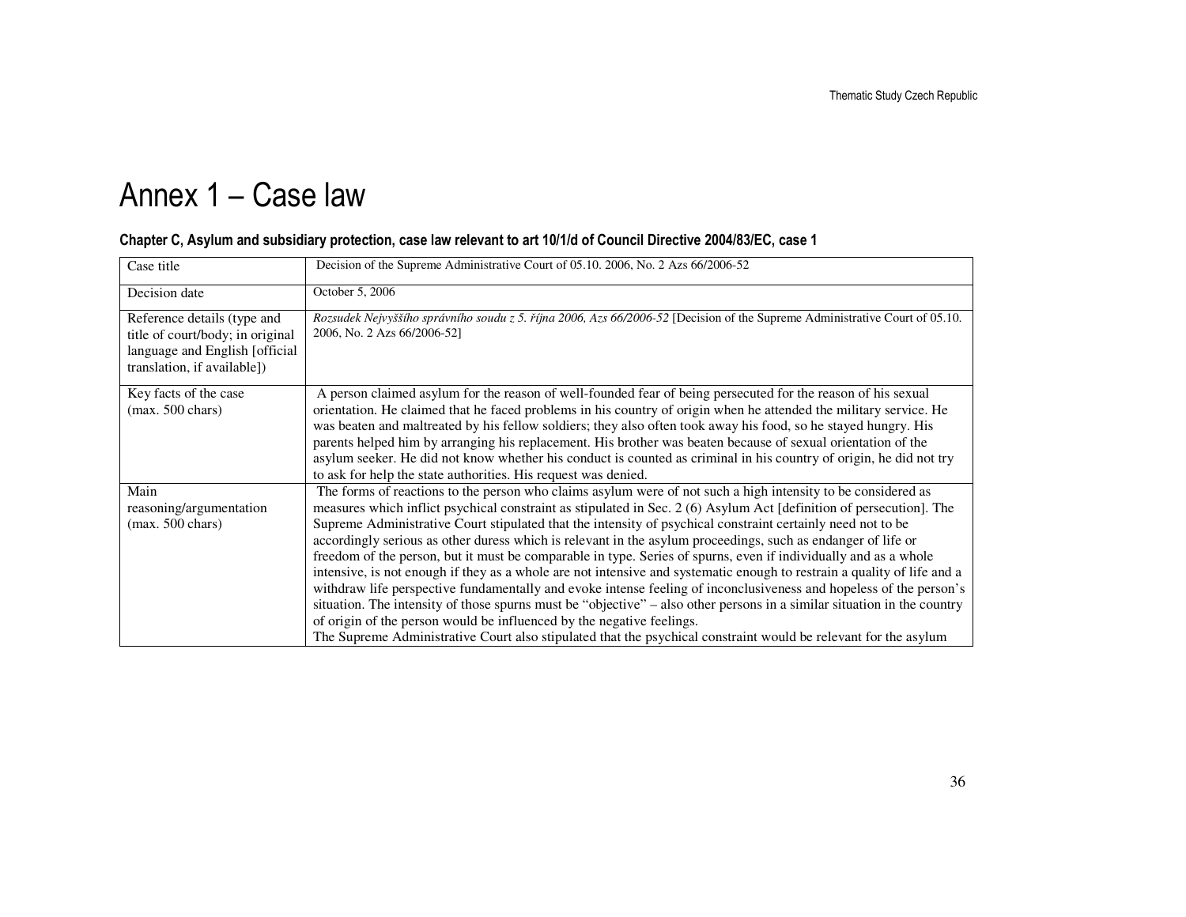# Annex 1 – Case law

### Chapter C, Asylum and subsidiary protection, case law relevant to art 10/1/d of Council Directive 2004/83/EC, case 1

| Case title | Decision of the Supreme Administrative Court of 05.10. 2006, No. 2 Azs 66/2006-52 |
|---|---|
| Decision date | October 5, 2006 |
| Reference details (type and title of court/body; in original language and English [official translation, if available]) | *Rozsudek Nejvyššího správního soudu z 5. října 2006, Azs 66/2006-52* [Decision of the Supreme Administrative Court of 05.10. 2006, No. 2 Azs 66/2006-52] |
| Key facts of the case (max. 500 chars) | A person claimed asylum for the reason of well-founded fear of being persecuted for the reason of his sexual orientation. He claimed that he faced problems in his country of origin when he attended the military service. He was beaten and maltreated by his fellow soldiers; they also often took away his food, so he stayed hungry. His parents helped him by arranging his replacement. His brother was beaten because of sexual orientation of the asylum seeker. He did not know whether his conduct is counted as criminal in his country of origin, he did not try to ask for help the state authorities. His request was denied. |
| Main reasoning/argumentation (max. 500 chars) | The forms of reactions to the person who claims asylum were of not such a high intensity to be considered as measures which inflict psychical constraint as stipulated in Sec. 2 (6) Asylum Act [definition of persecution]. The Supreme Administrative Court stipulated that the intensity of psychical constraint certainly need not to be accordingly serious as other duress which is relevant in the asylum proceedings, such as endanger of life or freedom of the person, but it must be comparable in type. Series of spurns, even if individually and as a whole intensive, is not enough if they as a whole are not intensive and systematic enough to restrain a quality of life and a withdraw life perspective fundamentally and evoke intense feeling of inconclusiveness and hopeless of the person's situation. The intensity of those spurns must be "objective" – also other persons in a similar situation in the country of origin of the person would be influenced by the negative feelings.<br>The Supreme Administrative Court also stipulated that the psychical constraint would be relevant for the asylum |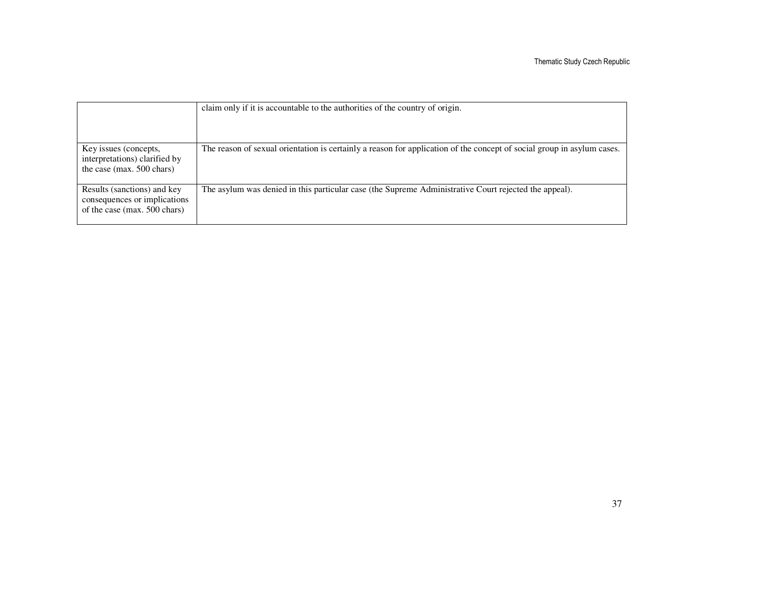| | |
|---|---|
| | claim only if it is accountable to the authorities of the country of origin. |
| Key issues (concepts, interpretations) clarified by the case (max. 500 chars) | The reason of sexual orientation is certainly a reason for application of the concept of social group in asylum cases. |
| Results (sanctions) and key consequences or implications of the case (max. 500 chars) | The asylum was denied in this particular case (the Supreme Administrative Court rejected the appeal). |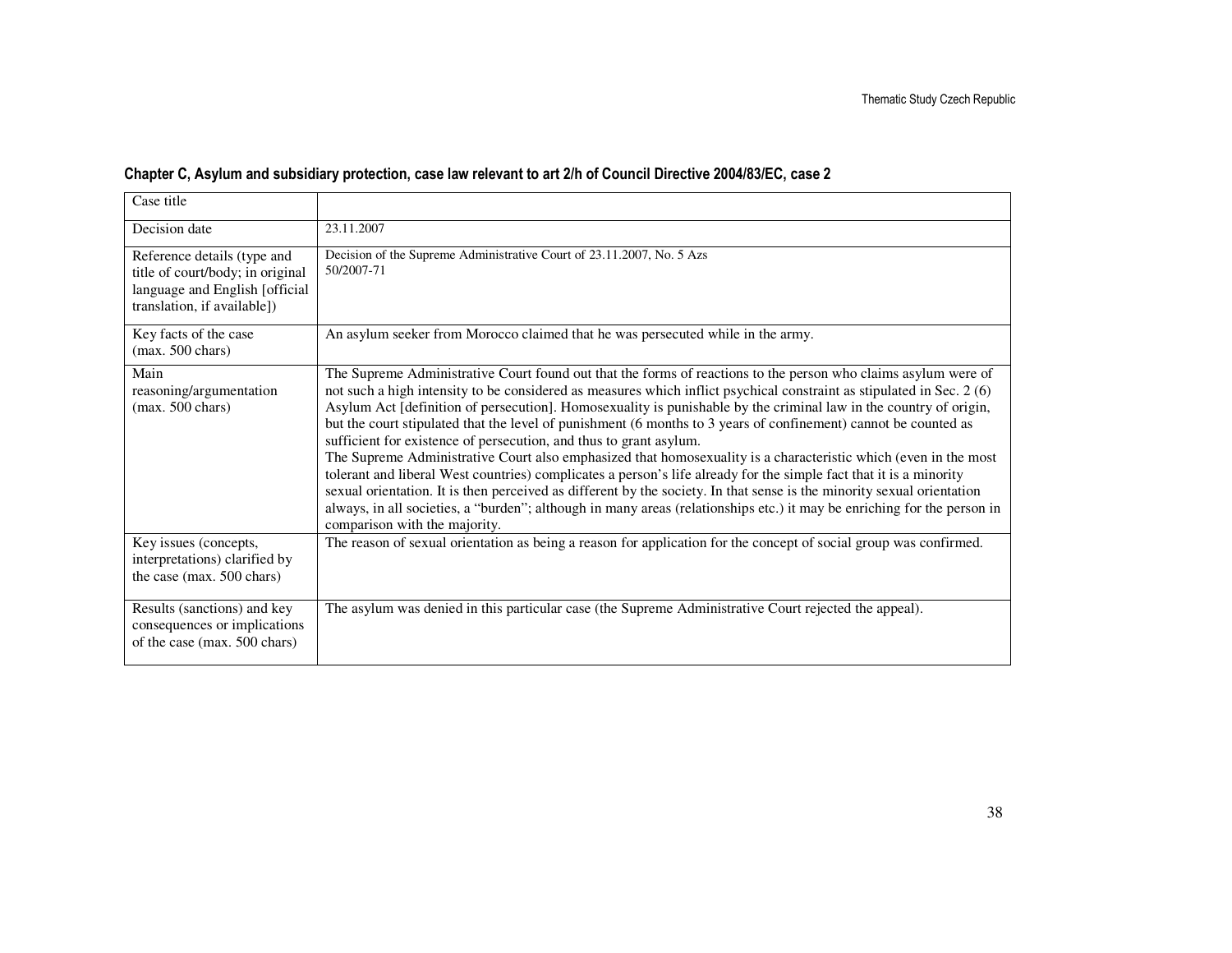## Chapter C, Asylum and subsidiary protection, case law relevant to art 2/h of Council Directive 2004/83/EC, case 2

| Case title | |
|---|---|
| Decision date | 23.11.2007 |
| Reference details (type and title of court/body; in original language and English [official translation, if available]) | Decision of the Supreme Administrative Court of 23.11.2007, No. 5 Azs 50/2007-71 |
| Key facts of the case (max. 500 chars) | An asylum seeker from Morocco claimed that he was persecuted while in the army. |
| Main reasoning/argumentation (max. 500 chars) | The Supreme Administrative Court found out that the forms of reactions to the person who claims asylum were of not such a high intensity to be considered as measures which inflict psychical constraint as stipulated in Sec. 2 (6) Asylum Act [definition of persecution]. Homosexuality is punishable by the criminal law in the country of origin, but the court stipulated that the level of punishment (6 months to 3 years of confinement) cannot be counted as sufficient for existence of persecution, and thus to grant asylum.<br>The Supreme Administrative Court also emphasized that homosexuality is a characteristic which (even in the most tolerant and liberal West countries) complicates a person's life already for the simple fact that it is a minority sexual orientation. It is then perceived as different by the society. In that sense is the minority sexual orientation always, in all societies, a "burden"; although in many areas (relationships etc.) it may be enriching for the person in comparison with the majority. |
| Key issues (concepts, interpretations) clarified by the case (max. 500 chars) | The reason of sexual orientation as being a reason for application for the concept of social group was confirmed. |
| Results (sanctions) and key consequences or implications of the case (max. 500 chars) | The asylum was denied in this particular case (the Supreme Administrative Court rejected the appeal). |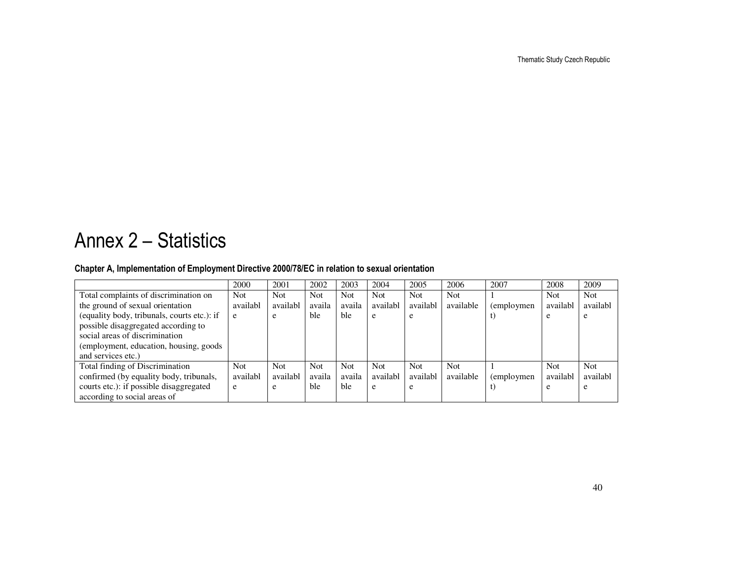# Annex 2 – Statistics

**Chapter A, Implementation of Employment Directive 2000/78/EC in relation to sexual orientation**

| | 2000 | 2001 | 2002 | 2003 | 2004 | 2005 | 2006 | 2007 | 2008 | 2009 |
|---|---|---|---|---|---|---|---|---|---|---|
| Total complaints of discrimination on the ground of sexual orientation (equality body, tribunals, courts etc.): if possible disaggregated according to social areas of discrimination (employment, education, housing, goods and services etc.) | Not available | Not available | Not available | Not available | Not available | Not available | Not available | 1 (employment) | Not available | Not available |
| Total finding of Discrimination confirmed (by equality body, tribunals, courts etc.): if possible disaggregated according to social areas of | Not available | Not available | Not available | Not available | Not available | Not available | Not available | 1 (employment) | Not available | Not available |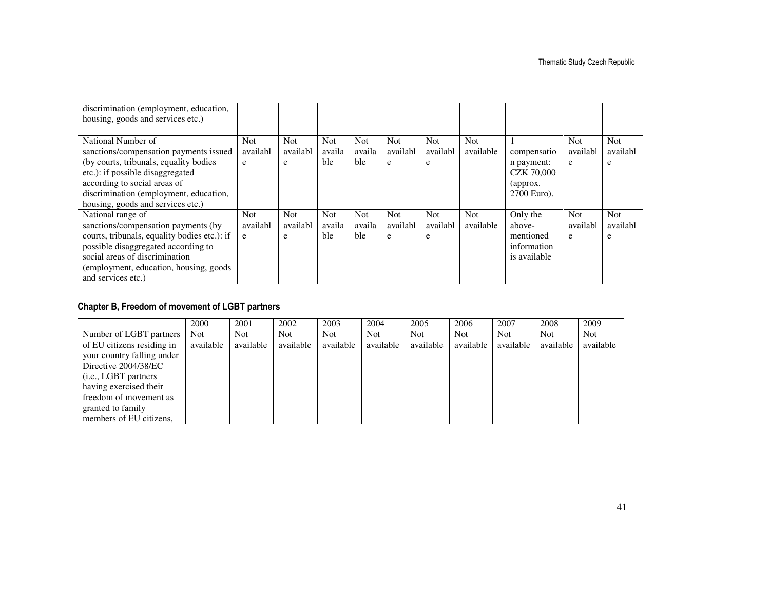| | | | | | | | | | | |
|---|---|---|---|---|---|---|---|---|---|---|
| discrimination (employment, education, housing, goods and services etc.) | | | | | | | | | | |
| National Number of sanctions/compensation payments issued (by courts, tribunals, equality bodies etc.): if possible disaggregated according to social areas of discrimination (employment, education, housing, goods and services etc.) | Not available | Not available | Not available | Not available | Not available | Not available | Not available | 1 compensation payment: CZK 70,000 (approx. 2700 Euro). | Not available | Not available |
| National range of sanctions/compensation payments (by courts, tribunals, equality bodies etc.): if possible disaggregated according to social areas of discrimination (employment, education, housing, goods and services etc.) | Not available | Not available | Not available | Not available | Not available | Not available | Not available | Only the above-mentioned information is available | Not available | Not available |

### Chapter B, Freedom of movement of LGBT partners

| | 2000 | 2001 | 2002 | 2003 | 2004 | 2005 | 2006 | 2007 | 2008 | 2009 |
|---|---|---|---|---|---|---|---|---|---|---|
| Number of LGBT partners of EU citizens residing in your country falling under Directive 2004/38/EC (i.e., LGBT partners having exercised their freedom of movement as granted to family members of EU citizens, | Not available | Not available | Not available | Not available | Not available | Not available | Not available | Not available | Not available | Not available |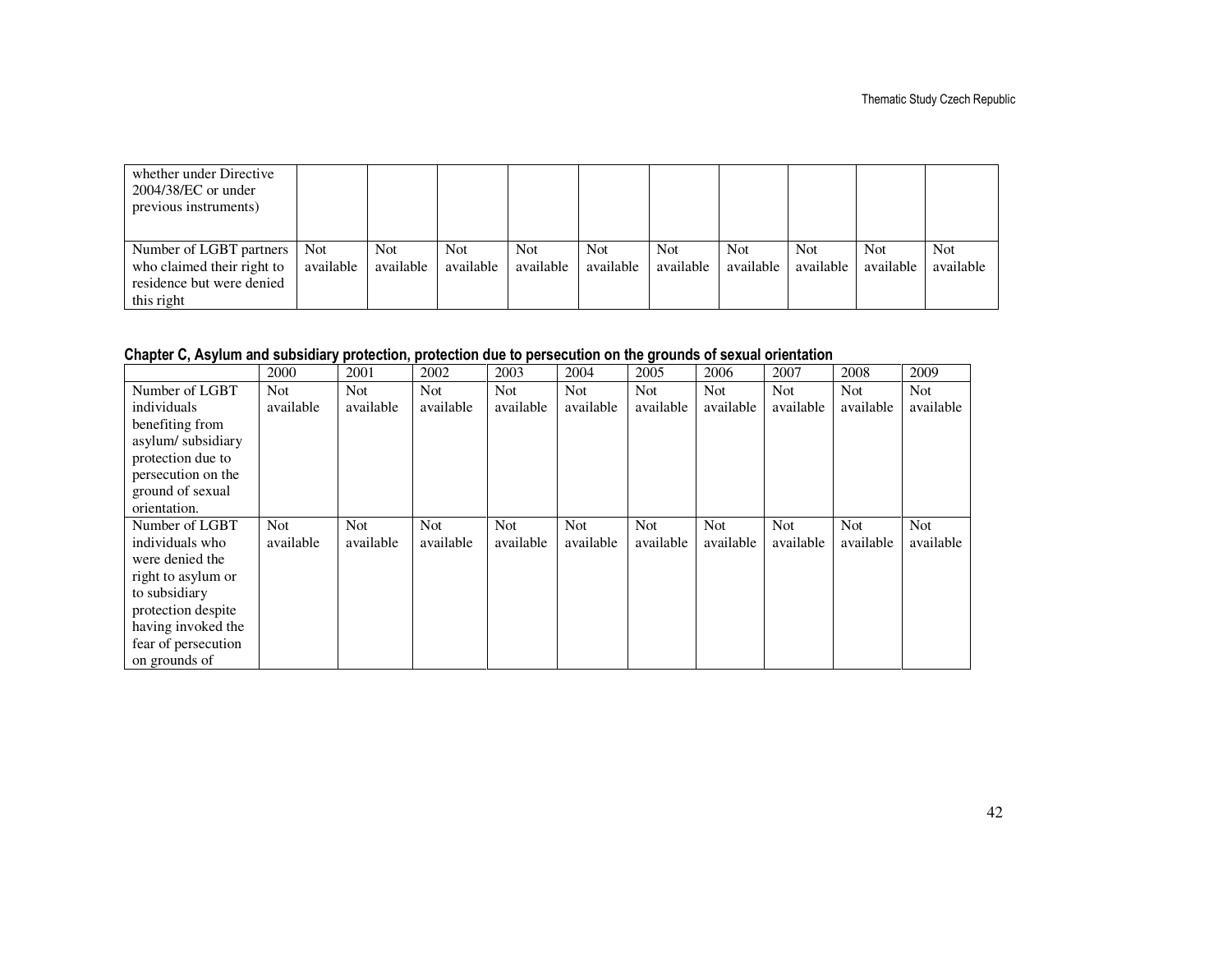| | | | | | | | | | | |
|---|---|---|---|---|---|---|---|---|---|---|
| whether under Directive 2004/38/EC or under previous instruments) | | | | | | | | | | |
| Number of LGBT partners who claimed their right to residence but were denied this right | Not available | Not available | Not available | Not available | Not available | Not available | Not available | Not available | Not available | Not available |

**Chapter C, Asylum and subsidiary protection, protection due to persecution on the grounds of sexual orientation**

| | 2000 | 2001 | 2002 | 2003 | 2004 | 2005 | 2006 | 2007 | 2008 | 2009 |
|---|---|---|---|---|---|---|---|---|---|---|
| Number of LGBT individuals benefiting from asylum/ subsidiary protection due to persecution on the ground of sexual orientation. | Not available | Not available | Not available | Not available | Not available | Not available | Not available | Not available | Not available | Not available |
| Number of LGBT individuals who were denied the right to asylum or to subsidiary protection despite having invoked the fear of persecution on grounds of | Not available | Not available | Not available | Not available | Not available | Not available | Not available | Not available | Not available | Not available |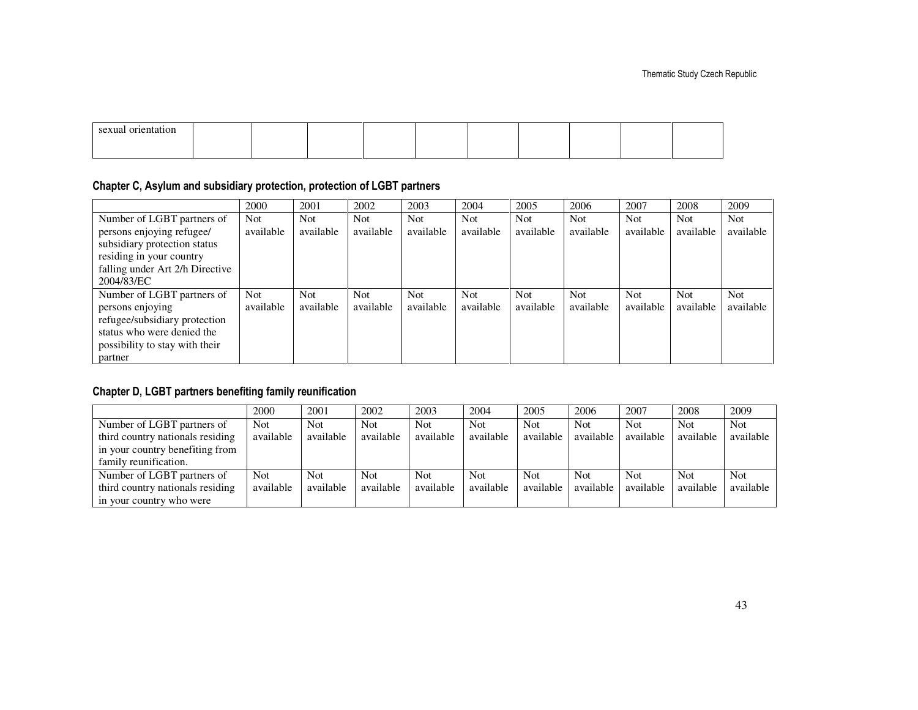| sexual orientation | | | | | | | | | | |
|---|---|---|---|---|---|---|---|---|---|---|

### Chapter C, Asylum and subsidiary protection, protection of LGBT partners

| | 2000 | 2001 | 2002 | 2003 | 2004 | 2005 | 2006 | 2007 | 2008 | 2009 |
|---|---|---|---|---|---|---|---|---|---|---|
| Number of LGBT partners of persons enjoying refugee/ subsidiary protection status residing in your country falling under Art 2/h Directive 2004/83/EC | Not available | Not available | Not available | Not available | Not available | Not available | Not available | Not available | Not available | Not available |
| Number of LGBT partners of persons enjoying refugee/subsidiary protection status who were denied the possibility to stay with their partner | Not available | Not available | Not available | Not available | Not available | Not available | Not available | Not available | Not available | Not available |

### Chapter D, LGBT partners benefiting family reunification

| | 2000 | 2001 | 2002 | 2003 | 2004 | 2005 | 2006 | 2007 | 2008 | 2009 |
|---|---|---|---|---|---|---|---|---|---|---|
| Number of LGBT partners of third country nationals residing in your country benefiting from family reunification. | Not available | Not available | Not available | Not available | Not available | Not available | Not available | Not available | Not available | Not available |
| Number of LGBT partners of third country nationals residing in your country who were | Not available | Not available | Not available | Not available | Not available | Not available | Not available | Not available | Not available | Not available |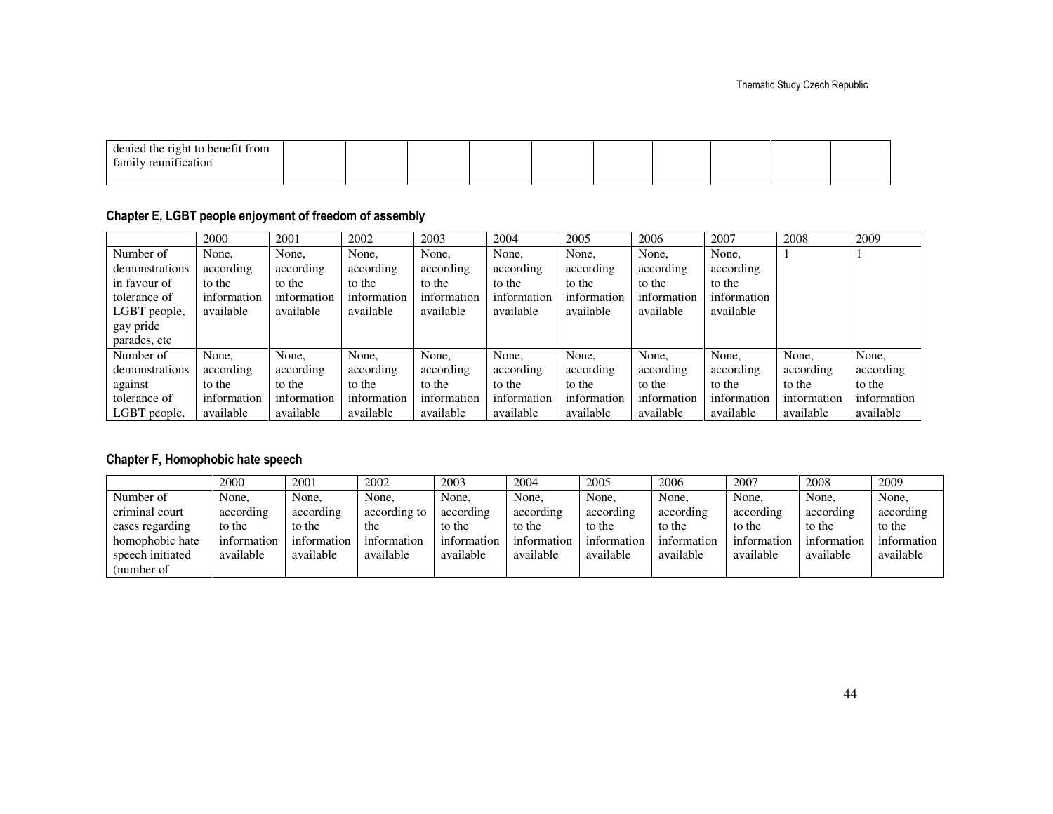| denied the right to benefit from family reunification | | | | | | | | | | |
|---|---|---|---|---|---|---|---|---|---|---|

**Chapter E, LGBT people enjoyment of freedom of assembly**

| | 2000 | 2001 | 2002 | 2003 | 2004 | 2005 | 2006 | 2007 | 2008 | 2009 |
|---|---|---|---|---|---|---|---|---|---|---|
| Number of demonstrations in favour of tolerance of LGBT people, gay pride parades, etc | None, according to the information available | None, according to the information available | None, according to the information available | None, according to the information available | None, according to the information available | None, according to the information available | None, according to the information available | None, according to the information available | 1 | 1 |
| Number of demonstrations against tolerance of LGBT people. | None, according to the information available | None, according to the information available | None, according to the information available | None, according to the information available | None, according to the information available | None, according to the information available | None, according to the information available | None, according to the information available | None, according to the information available | None, according to the information available |

**Chapter F, Homophobic hate speech**

| | 2000 | 2001 | 2002 | 2003 | 2004 | 2005 | 2006 | 2007 | 2008 | 2009 |
|---|---|---|---|---|---|---|---|---|---|---|
| Number of criminal court cases regarding homophobic hate speech initiated (number of | None, according to the information available | None, according to the information available | None, according to the information available | None, according to the information available | None, according to the information available | None, according to the information available | None, according to the information available | None, according to the information available | None, according to the information available | None, according to the information available |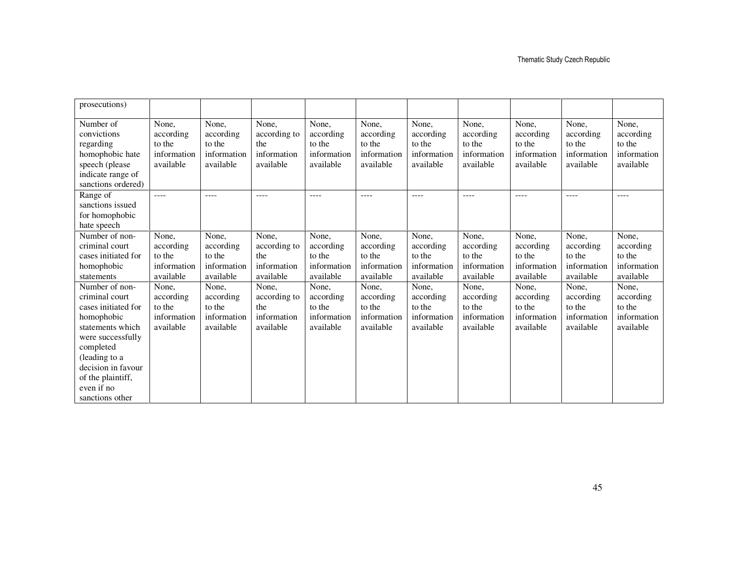| prosecutions) | | | | | | | | | | |
|---|---|---|---|---|---|---|---|---|---|---|
| Number of convictions regarding homophobic hate speech (please indicate range of sanctions ordered) | None, according to the information available | None, according to the information available | None, according to the information available | None, according to the information available | None, according to the information available | None, according to the information available | None, according to the information available | None, according to the information available | None, according to the information available | None, according to the information available |
| Range of sanctions issued for homophobic hate speech | ---- | ---- | ---- | ---- | ---- | ---- | ---- | ---- | ---- | ---- |
| Number of non-criminal court cases initiated for homophobic statements | None, according to the information available | None, according to the information available | None, according to the information available | None, according to the information available | None, according to the information available | None, according to the information available | None, according to the information available | None, according to the information available | None, according to the information available | None, according to the information available |
| Number of non-criminal court cases initiated for homophobic statements which were successfully completed (leading to a decision in favour of the plaintiff, even if no sanctions other | None, according to the information available | None, according to the information available | None, according to the information available | None, according to the information available | None, according to the information available | None, according to the information available | None, according to the information available | None, according to the information available | None, according to the information available | None, according to the information available |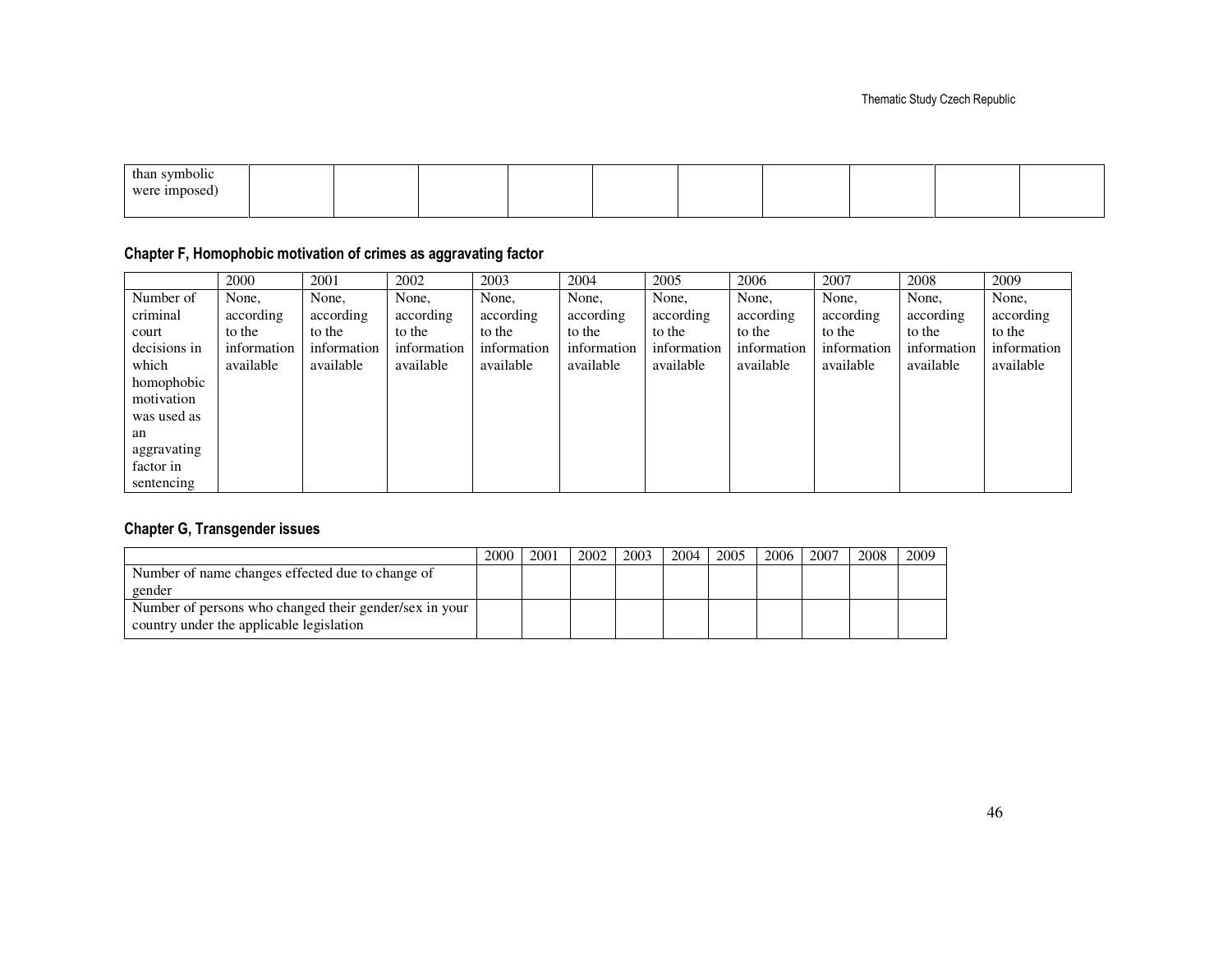| than symbolic were imposed) | | | | | | | | | | |
|---|---|---|---|---|---|---|---|---|---|---|

### Chapter F, Homophobic motivation of crimes as aggravating factor

| | 2000 | 2001 | 2002 | 2003 | 2004 | 2005 | 2006 | 2007 | 2008 | 2009 |
|---|---|---|---|---|---|---|---|---|---|---|
| Number of criminal court decisions in which homophobic motivation was used as an aggravating factor in sentencing | None, according to the information available | None, according to the information available | None, according to the information available | None, according to the information available | None, according to the information available | None, according to the information available | None, according to the information available | None, according to the information available | None, according to the information available | None, according to the information available |

### Chapter G, Transgender issues

| | 2000 | 2001 | 2002 | 2003 | 2004 | 2005 | 2006 | 2007 | 2008 | 2009 |
|---|---|---|---|---|---|---|---|---|---|---|
| Number of name changes effected due to change of gender | | | | | | | | | | |
| Number of persons who changed their gender/sex in your country under the applicable legislation | | | | | | | | | | |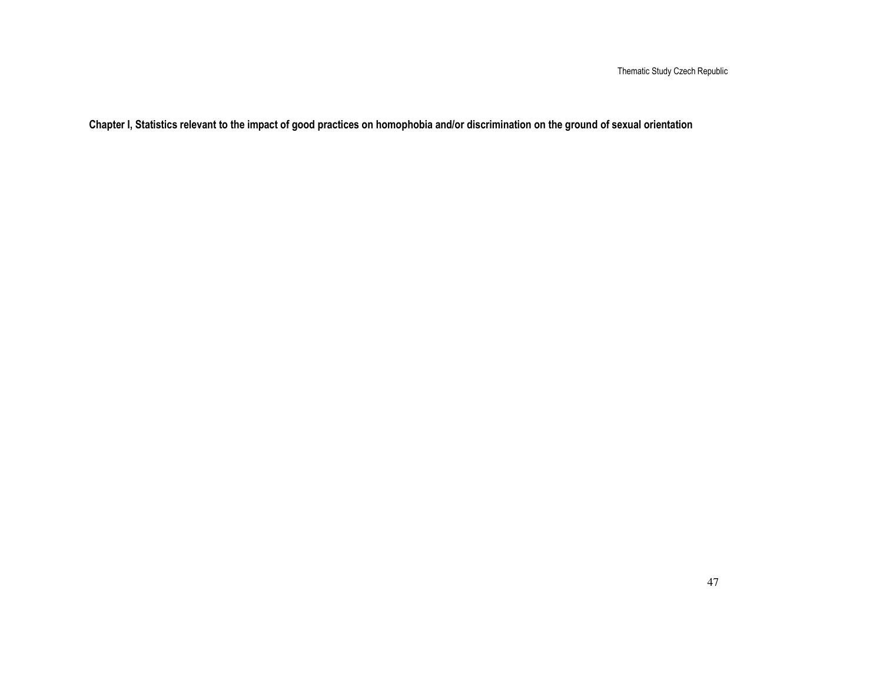**Chapter I, Statistics relevant to the impact of good practices on homophobia and/or discrimination on the ground of sexual orientation**